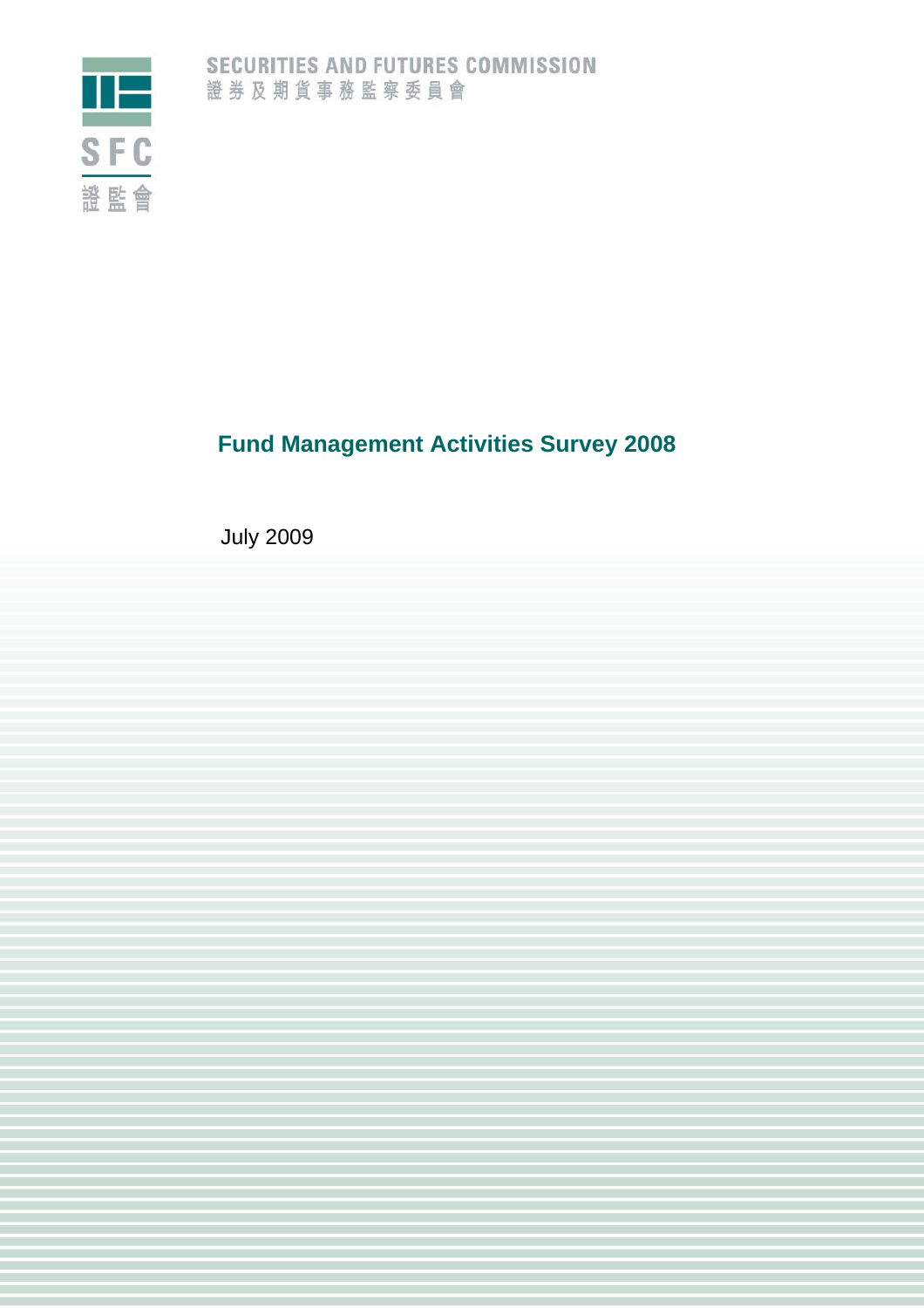SECURITIES AND FUTURES COMMISSION
證券及期貨事務監察委員會

SFC
證監會

# Fund Management Activities Survey 2008

July 2009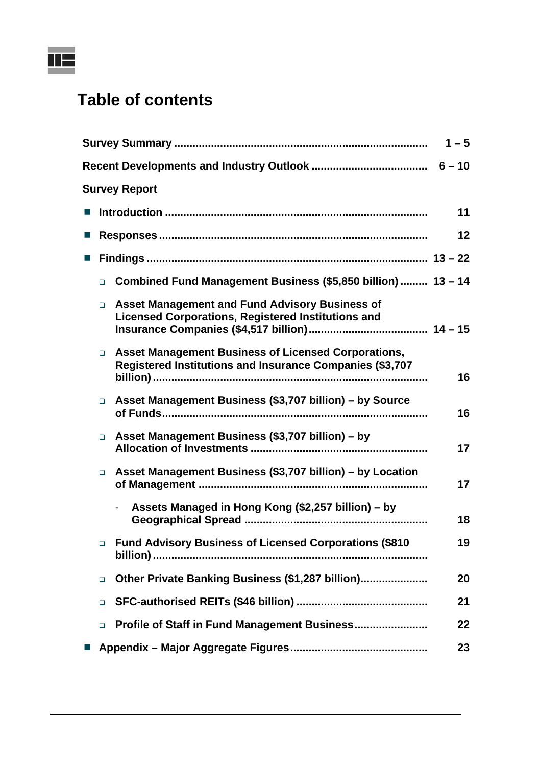# Table of contents

| | |
|---|---|
| **Survey Summary** | **1 – 5** |
| **Recent Developments and Industry Outlook** | **6 – 10** |
| **Survey Report** | |
| ■ **Introduction** | **11** |
| ■ **Responses** | **12** |
| ■ **Findings** | **13 – 22** |
| &nbsp;&nbsp;&nbsp;&nbsp;❑ **Combined Fund Management Business ($5,850 billion)** | **13 – 14** |
| &nbsp;&nbsp;&nbsp;&nbsp;❑ **Asset Management and Fund Advisory Business of Licensed Corporations, Registered Institutions and Insurance Companies ($4,517 billion)** | **14 – 15** |
| &nbsp;&nbsp;&nbsp;&nbsp;❑ **Asset Management Business of Licensed Corporations, Registered Institutions and Insurance Companies ($3,707 billion)** | **16** |
| &nbsp;&nbsp;&nbsp;&nbsp;❑ **Asset Management Business ($3,707 billion) – by Source of Funds** | **16** |
| &nbsp;&nbsp;&nbsp;&nbsp;❑ **Asset Management Business ($3,707 billion) – by Allocation of Investments** | **17** |
| &nbsp;&nbsp;&nbsp;&nbsp;❑ **Asset Management Business ($3,707 billion) – by Location of Management** | **17** |
| &nbsp;&nbsp;&nbsp;&nbsp;&nbsp;&nbsp;&nbsp;&nbsp;- **Assets Managed in Hong Kong ($2,257 billion) – by Geographical Spread** | **18** |
| &nbsp;&nbsp;&nbsp;&nbsp;❑ **Fund Advisory Business of Licensed Corporations ($810 billion)** | **19** |
| &nbsp;&nbsp;&nbsp;&nbsp;❑ **Other Private Banking Business ($1,287 billion)** | **20** |
| &nbsp;&nbsp;&nbsp;&nbsp;❑ **SFC-authorised REITs ($46 billion)** | **21** |
| &nbsp;&nbsp;&nbsp;&nbsp;❑ **Profile of Staff in Fund Management Business** | **22** |
| ■ **Appendix – Major Aggregate Figures** | **23** |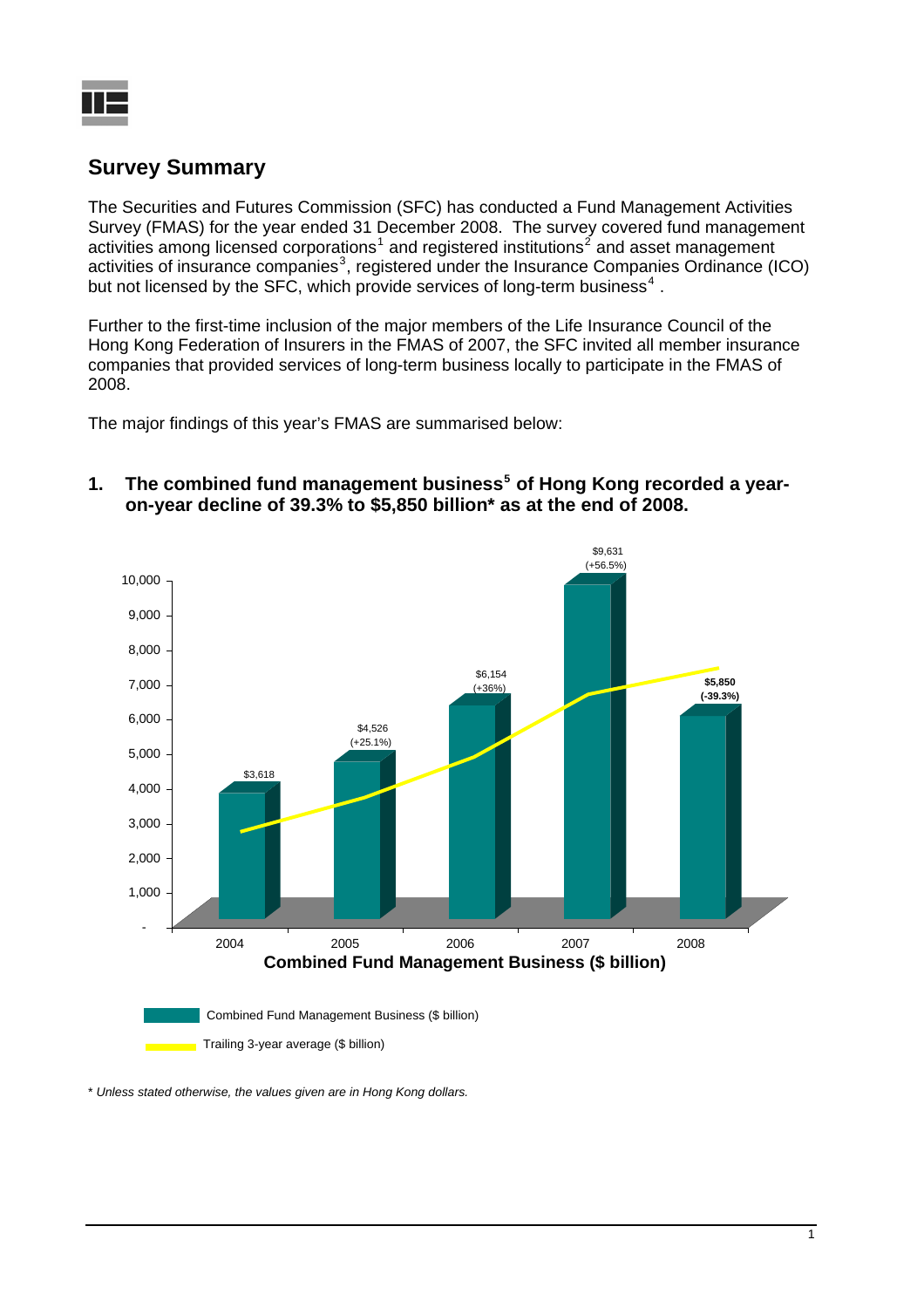## Survey Summary

The Securities and Futures Commission (SFC) has conducted a Fund Management Activities Survey (FMAS) for the year ended 31 December 2008. The survey covered fund management activities among licensed corporations[1] and registered institutions[2] and asset management activities of insurance companies[3], registered under the Insurance Companies Ordinance (ICO) but not licensed by the SFC, which provide services of long-term business[4] .

Further to the first-time inclusion of the major members of the Life Insurance Council of the Hong Kong Federation of Insurers in the FMAS of 2007, the SFC invited all member insurance companies that provided services of long-term business locally to participate in the FMAS of 2008.

The major findings of this year's FMAS are summarised below:

### 1. The combined fund management business[5] of Hong Kong recorded a year-on-year decline of 39.3% to $5,850 billion* as at the end of 2008.

| Year | Combined Fund Management Business ($ billion) |
|---|---|
| 2004 | $3,618 |
| 2005 | $4,526 (+25.1%) |
| 2006 | $6,154 (+36%) |
| 2007 | $9,631 (+56.5%) |
| 2008 | $5,850 (-39.3%) |

**Combined Fund Management Business ($ billion)**

Combined Fund Management Business ($ billion)

Trailing 3-year average ($ billion)

*\* Unless stated otherwise, the values given are in Hong Kong dollars.*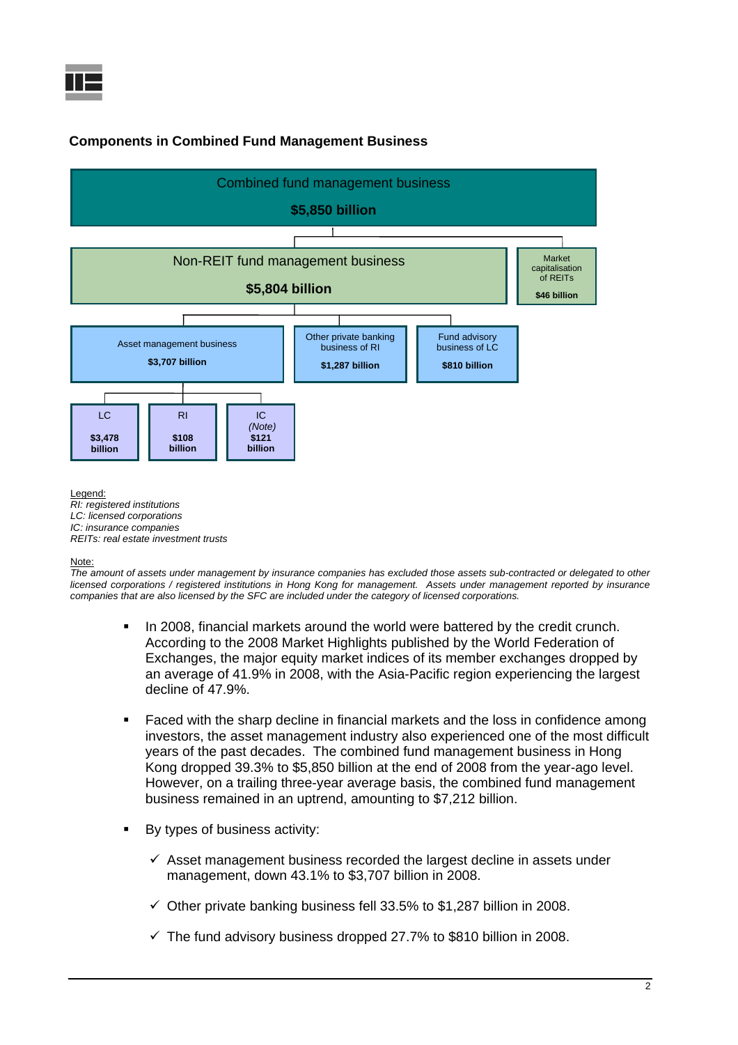**Components in Combined Fund Management Business**

- Combined fund management business — **$5,850 billion**
  - Non-REIT fund management business — **$5,804 billion**
    - Asset management business — **$3,707 billion**
      - LC — **$3,478 billion**
      - RI — **$108 billion**
      - IC *(Note)* — **$121 billion**
    - Other private banking business of RI — **$1,287 billion**
    - Fund advisory business of LC — **$810 billion**
  - Market capitalisation of REITs — **$46 billion**

Legend:
*RI: registered institutions*
*LC: licensed corporations*
*IC: insurance companies*
*REITs: real estate investment trusts*

Note:
*The amount of assets under management by insurance companies has excluded those assets sub-contracted or delegated to other licensed corporations / registered institutions in Hong Kong for management. Assets under management reported by insurance companies that are also licensed by the SFC are included under the category of licensed corporations.*

- In 2008, financial markets around the world were battered by the credit crunch. According to the 2008 Market Highlights published by the World Federation of Exchanges, the major equity market indices of its member exchanges dropped by an average of 41.9% in 2008, with the Asia-Pacific region experiencing the largest decline of 47.9%.

- Faced with the sharp decline in financial markets and the loss in confidence among investors, the asset management industry also experienced one of the most difficult years of the past decades. The combined fund management business in Hong Kong dropped 39.3% to $5,850 billion at the end of 2008 from the year-ago level. However, on a trailing three-year average basis, the combined fund management business remained in an uptrend, amounting to $7,212 billion.

- By types of business activity:

  - ✓ Asset management business recorded the largest decline in assets under management, down 43.1% to $3,707 billion in 2008.

  - ✓ Other private banking business fell 33.5% to $1,287 billion in 2008.

  - ✓ The fund advisory business dropped 27.7% to $810 billion in 2008.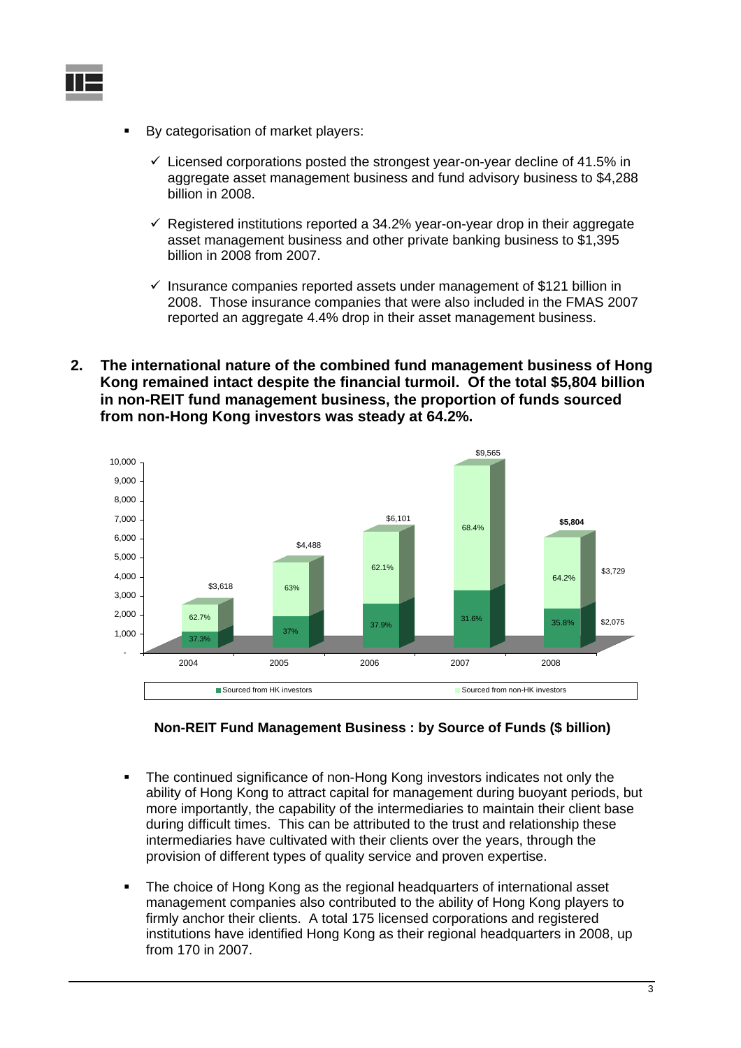- By categorisation of market players:

  - ✓ Licensed corporations posted the strongest year-on-year decline of 41.5% in aggregate asset management business and fund advisory business to $4,288 billion in 2008.

  - ✓ Registered institutions reported a 34.2% year-on-year drop in their aggregate asset management business and other private banking business to $1,395 billion in 2008 from 2007.

  - ✓ Insurance companies reported assets under management of $121 billion in 2008. Those insurance companies that were also included in the FMAS 2007 reported an aggregate 4.4% drop in their asset management business.

**2. The international nature of the combined fund management business of Hong Kong remained intact despite the financial turmoil. Of the total $5,804 billion in non-REIT fund management business, the proportion of funds sourced from non-Hong Kong investors was steady at 64.2%.**

| Year | Total | Sourced from HK investors | Sourced from non-HK investors |
|---|---|---|---|
| 2004 | $3,618 | 37.3% | 62.7% |
| 2005 | $4,488 | 37% | 63% |
| 2006 | $6,101 | 37.9% | 62.1% |
| 2007 | $9,565 | 31.6% | 68.4% |
| 2008 | $5,804 | 35.8% ($2,075) | 64.2% ($3,729) |

**Non-REIT Fund Management Business : by Source of Funds ($ billion)**

- The continued significance of non-Hong Kong investors indicates not only the ability of Hong Kong to attract capital for management during buoyant periods, but more importantly, the capability of the intermediaries to maintain their client base during difficult times. This can be attributed to the trust and relationship these intermediaries have cultivated with their clients over the years, through the provision of different types of quality service and proven expertise.

- The choice of Hong Kong as the regional headquarters of international asset management companies also contributed to the ability of Hong Kong players to firmly anchor their clients. A total 175 licensed corporations and registered institutions have identified Hong Kong as their regional headquarters in 2008, up from 170 in 2007.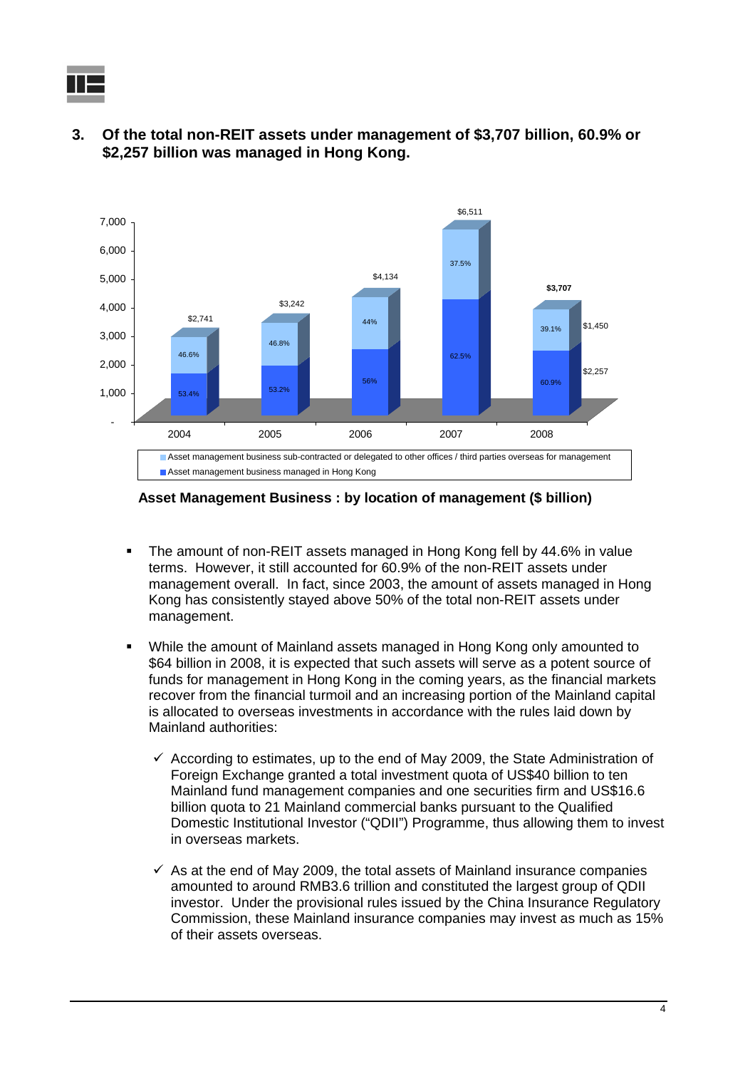### 3. Of the total non-REIT assets under management of $3,707 billion, 60.9% or $2,257 billion was managed in Hong Kong.

| | 2004 | 2005 | 2006 | 2007 | 2008 |
|---|---|---|---|---|---|
| Asset management business sub-contracted or delegated to other offices / third parties overseas for management | 46.6% | 46.8% | 44% | 37.5% | 39.1% ($1,450) |
| Asset management business managed in Hong Kong | 53.4% | 53.2% | 56% | 62.5% | 60.9% ($2,257) |
| Total | $2,741 | $3,242 | $4,134 | $6,511 | $3,707 |

**Asset Management Business : by location of management ($ billion)**

- The amount of non-REIT assets managed in Hong Kong fell by 44.6% in value terms. However, it still accounted for 60.9% of the non-REIT assets under management overall. In fact, since 2003, the amount of assets managed in Hong Kong has consistently stayed above 50% of the total non-REIT assets under management.

- While the amount of Mainland assets managed in Hong Kong only amounted to $64 billion in 2008, it is expected that such assets will serve as a potent source of funds for management in Hong Kong in the coming years, as the financial markets recover from the financial turmoil and an increasing portion of the Mainland capital is allocated to overseas investments in accordance with the rules laid down by Mainland authorities:

  - ✓ According to estimates, up to the end of May 2009, the State Administration of Foreign Exchange granted a total investment quota of US$40 billion to ten Mainland fund management companies and one securities firm and US$16.6 billion quota to 21 Mainland commercial banks pursuant to the Qualified Domestic Institutional Investor ("QDII") Programme, thus allowing them to invest in overseas markets.

  - ✓ As at the end of May 2009, the total assets of Mainland insurance companies amounted to around RMB3.6 trillion and constituted the largest group of QDII investor. Under the provisional rules issued by the China Insurance Regulatory Commission, these Mainland insurance companies may invest as much as 15% of their assets overseas.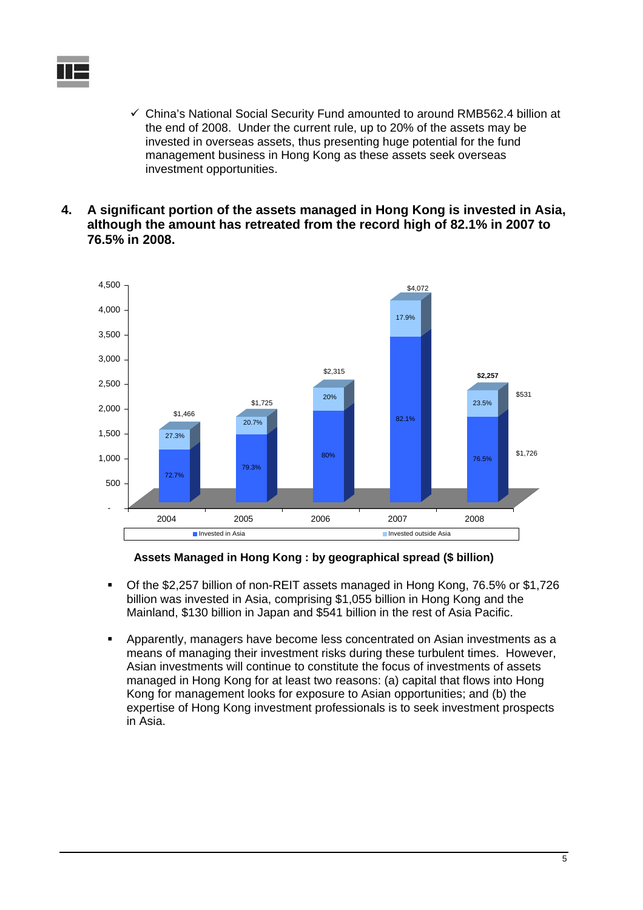- ✓ China's National Social Security Fund amounted to around RMB562.4 billion at the end of 2008. Under the current rule, up to 20% of the assets may be invested in overseas assets, thus presenting huge potential for the fund management business in Hong Kong as these assets seek overseas investment opportunities.

**4. A significant portion of the assets managed in Hong Kong is invested in Asia, although the amount has retreated from the record high of 82.1% in 2007 to 76.5% in 2008.**

| Year | Total | Invested in Asia | Invested outside Asia |
|---|---|---|---|
| 2004 | $1,466 | 72.7% | 27.3% |
| 2005 | $1,725 | 79.3% | 20.7% |
| 2006 | $2,315 | 80% | 20% |
| 2007 | $4,072 | 82.1% | 17.9% |
| 2008 | $2,257 | 76.5% ($1,726) | 23.5% ($531) |

**Assets Managed in Hong Kong : by geographical spread ($ billion)**

- Of the $2,257 billion of non-REIT assets managed in Hong Kong, 76.5% or $1,726 billion was invested in Asia, comprising $1,055 billion in Hong Kong and the Mainland, $130 billion in Japan and $541 billion in the rest of Asia Pacific.
- Apparently, managers have become less concentrated on Asian investments as a means of managing their investment risks during these turbulent times. However, Asian investments will continue to constitute the focus of investments of assets managed in Hong Kong for at least two reasons: (a) capital that flows into Hong Kong for management looks for exposure to Asian opportunities; and (b) the expertise of Hong Kong investment professionals is to seek investment prospects in Asia.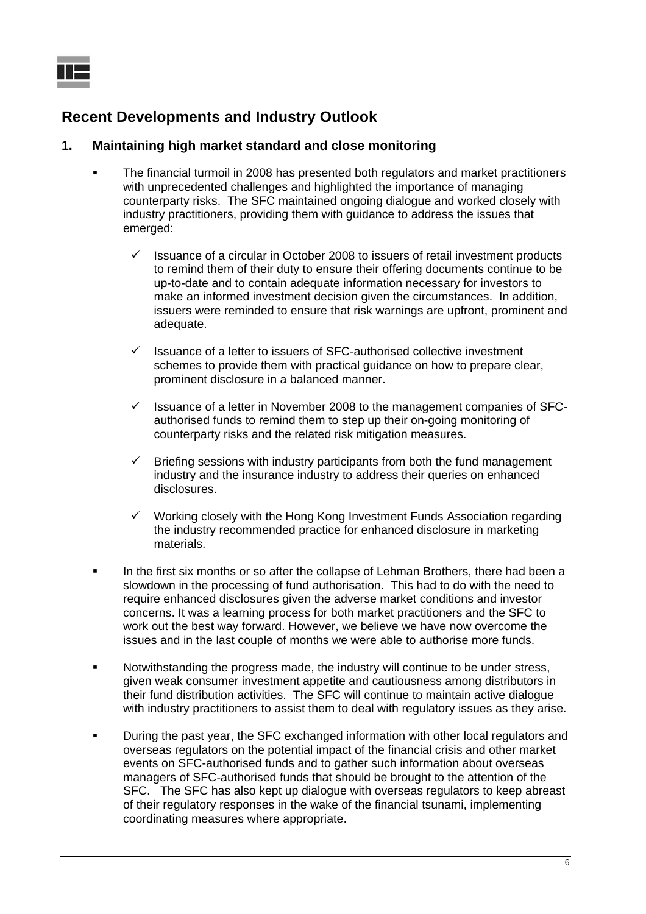## Recent Developments and Industry Outlook

### 1. Maintaining high market standard and close monitoring

- The financial turmoil in 2008 has presented both regulators and market practitioners with unprecedented challenges and highlighted the importance of managing counterparty risks. The SFC maintained ongoing dialogue and worked closely with industry practitioners, providing them with guidance to address the issues that emerged:
  - ✓ Issuance of a circular in October 2008 to issuers of retail investment products to remind them of their duty to ensure their offering documents continue to be up-to-date and to contain adequate information necessary for investors to make an informed investment decision given the circumstances. In addition, issuers were reminded to ensure that risk warnings are upfront, prominent and adequate.
  - ✓ Issuance of a letter to issuers of SFC-authorised collective investment schemes to provide them with practical guidance on how to prepare clear, prominent disclosure in a balanced manner.
  - ✓ Issuance of a letter in November 2008 to the management companies of SFC-authorised funds to remind them to step up their on-going monitoring of counterparty risks and the related risk mitigation measures.
  - ✓ Briefing sessions with industry participants from both the fund management industry and the insurance industry to address their queries on enhanced disclosures.
  - ✓ Working closely with the Hong Kong Investment Funds Association regarding the industry recommended practice for enhanced disclosure in marketing materials.
- In the first six months or so after the collapse of Lehman Brothers, there had been a slowdown in the processing of fund authorisation. This had to do with the need to require enhanced disclosures given the adverse market conditions and investor concerns. It was a learning process for both market practitioners and the SFC to work out the best way forward. However, we believe we have now overcome the issues and in the last couple of months we were able to authorise more funds.
- Notwithstanding the progress made, the industry will continue to be under stress, given weak consumer investment appetite and cautiousness among distributors in their fund distribution activities. The SFC will continue to maintain active dialogue with industry practitioners to assist them to deal with regulatory issues as they arise.
- During the past year, the SFC exchanged information with other local regulators and overseas regulators on the potential impact of the financial crisis and other market events on SFC-authorised funds and to gather such information about overseas managers of SFC-authorised funds that should be brought to the attention of the SFC. The SFC has also kept up dialogue with overseas regulators to keep abreast of their regulatory responses in the wake of the financial tsunami, implementing coordinating measures where appropriate.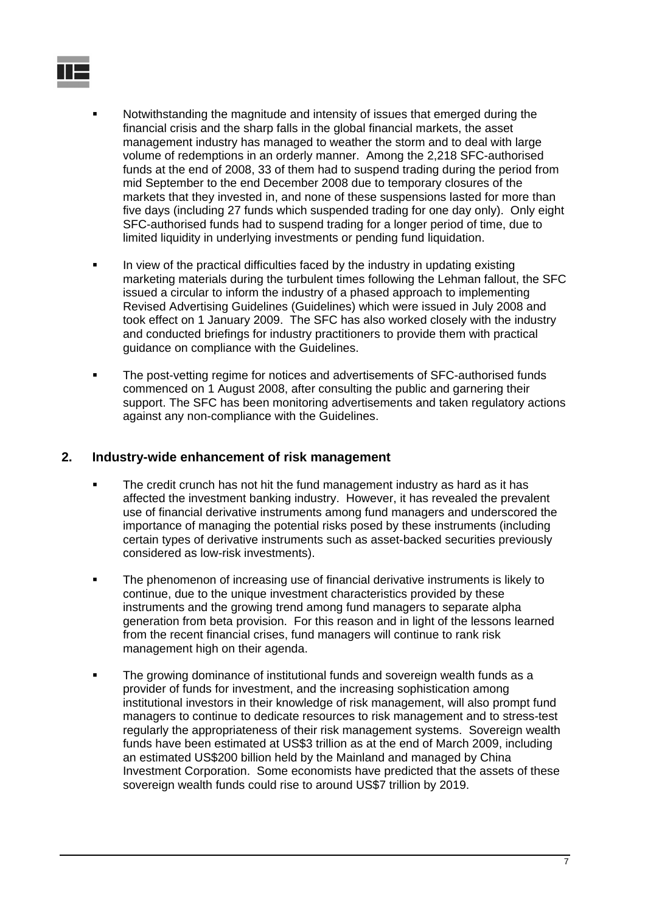- Notwithstanding the magnitude and intensity of issues that emerged during the financial crisis and the sharp falls in the global financial markets, the asset management industry has managed to weather the storm and to deal with large volume of redemptions in an orderly manner. Among the 2,218 SFC-authorised funds at the end of 2008, 33 of them had to suspend trading during the period from mid September to the end December 2008 due to temporary closures of the markets that they invested in, and none of these suspensions lasted for more than five days (including 27 funds which suspended trading for one day only). Only eight SFC-authorised funds had to suspend trading for a longer period of time, due to limited liquidity in underlying investments or pending fund liquidation.

- In view of the practical difficulties faced by the industry in updating existing marketing materials during the turbulent times following the Lehman fallout, the SFC issued a circular to inform the industry of a phased approach to implementing Revised Advertising Guidelines (Guidelines) which were issued in July 2008 and took effect on 1 January 2009. The SFC has also worked closely with the industry and conducted briefings for industry practitioners to provide them with practical guidance on compliance with the Guidelines.

- The post-vetting regime for notices and advertisements of SFC-authorised funds commenced on 1 August 2008, after consulting the public and garnering their support. The SFC has been monitoring advertisements and taken regulatory actions against any non-compliance with the Guidelines.

## 2. Industry-wide enhancement of risk management

- The credit crunch has not hit the fund management industry as hard as it has affected the investment banking industry. However, it has revealed the prevalent use of financial derivative instruments among fund managers and underscored the importance of managing the potential risks posed by these instruments (including certain types of derivative instruments such as asset-backed securities previously considered as low-risk investments).

- The phenomenon of increasing use of financial derivative instruments is likely to continue, due to the unique investment characteristics provided by these instruments and the growing trend among fund managers to separate alpha generation from beta provision. For this reason and in light of the lessons learned from the recent financial crises, fund managers will continue to rank risk management high on their agenda.

- The growing dominance of institutional funds and sovereign wealth funds as a provider of funds for investment, and the increasing sophistication among institutional investors in their knowledge of risk management, will also prompt fund managers to continue to dedicate resources to risk management and to stress-test regularly the appropriateness of their risk management systems. Sovereign wealth funds have been estimated at US$3 trillion as at the end of March 2009, including an estimated US$200 billion held by the Mainland and managed by China Investment Corporation. Some economists have predicted that the assets of these sovereign wealth funds could rise to around US$7 trillion by 2019.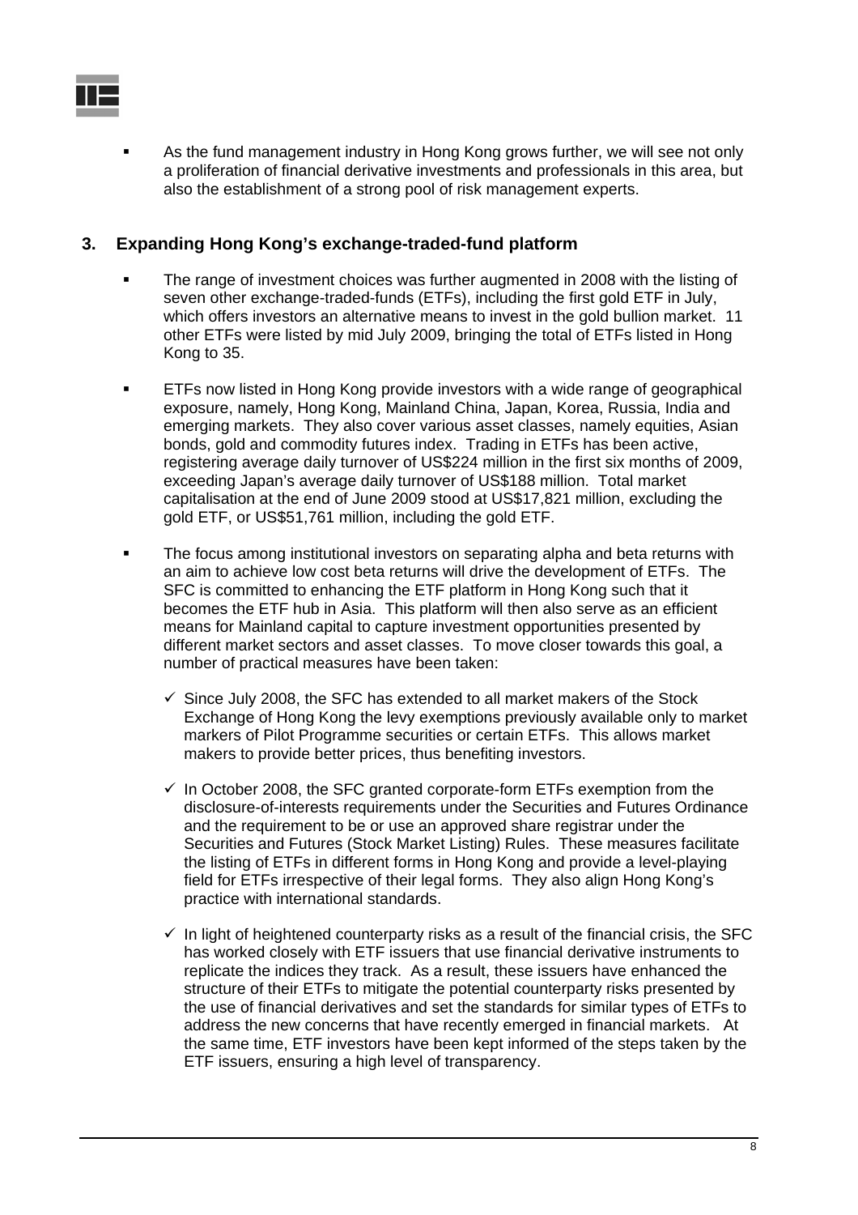- As the fund management industry in Hong Kong grows further, we will see not only a proliferation of financial derivative investments and professionals in this area, but also the establishment of a strong pool of risk management experts.

## 3. Expanding Hong Kong's exchange-traded-fund platform

- The range of investment choices was further augmented in 2008 with the listing of seven other exchange-traded-funds (ETFs), including the first gold ETF in July, which offers investors an alternative means to invest in the gold bullion market. 11 other ETFs were listed by mid July 2009, bringing the total of ETFs listed in Hong Kong to 35.

- ETFs now listed in Hong Kong provide investors with a wide range of geographical exposure, namely, Hong Kong, Mainland China, Japan, Korea, Russia, India and emerging markets. They also cover various asset classes, namely equities, Asian bonds, gold and commodity futures index. Trading in ETFs has been active, registering average daily turnover of US$224 million in the first six months of 2009, exceeding Japan's average daily turnover of US$188 million. Total market capitalisation at the end of June 2009 stood at US$17,821 million, excluding the gold ETF, or US$51,761 million, including the gold ETF.

- The focus among institutional investors on separating alpha and beta returns with an aim to achieve low cost beta returns will drive the development of ETFs. The SFC is committed to enhancing the ETF platform in Hong Kong such that it becomes the ETF hub in Asia. This platform will then also serve as an efficient means for Mainland capital to capture investment opportunities presented by different market sectors and asset classes. To move closer towards this goal, a number of practical measures have been taken:

  - ✓ Since July 2008, the SFC has extended to all market makers of the Stock Exchange of Hong Kong the levy exemptions previously available only to market markers of Pilot Programme securities or certain ETFs. This allows market makers to provide better prices, thus benefiting investors.

  - ✓ In October 2008, the SFC granted corporate-form ETFs exemption from the disclosure-of-interests requirements under the Securities and Futures Ordinance and the requirement to be or use an approved share registrar under the Securities and Futures (Stock Market Listing) Rules. These measures facilitate the listing of ETFs in different forms in Hong Kong and provide a level-playing field for ETFs irrespective of their legal forms. They also align Hong Kong's practice with international standards.

  - ✓ In light of heightened counterparty risks as a result of the financial crisis, the SFC has worked closely with ETF issuers that use financial derivative instruments to replicate the indices they track. As a result, these issuers have enhanced the structure of their ETFs to mitigate the potential counterparty risks presented by the use of financial derivatives and set the standards for similar types of ETFs to address the new concerns that have recently emerged in financial markets. At the same time, ETF investors have been kept informed of the steps taken by the ETF issuers, ensuring a high level of transparency.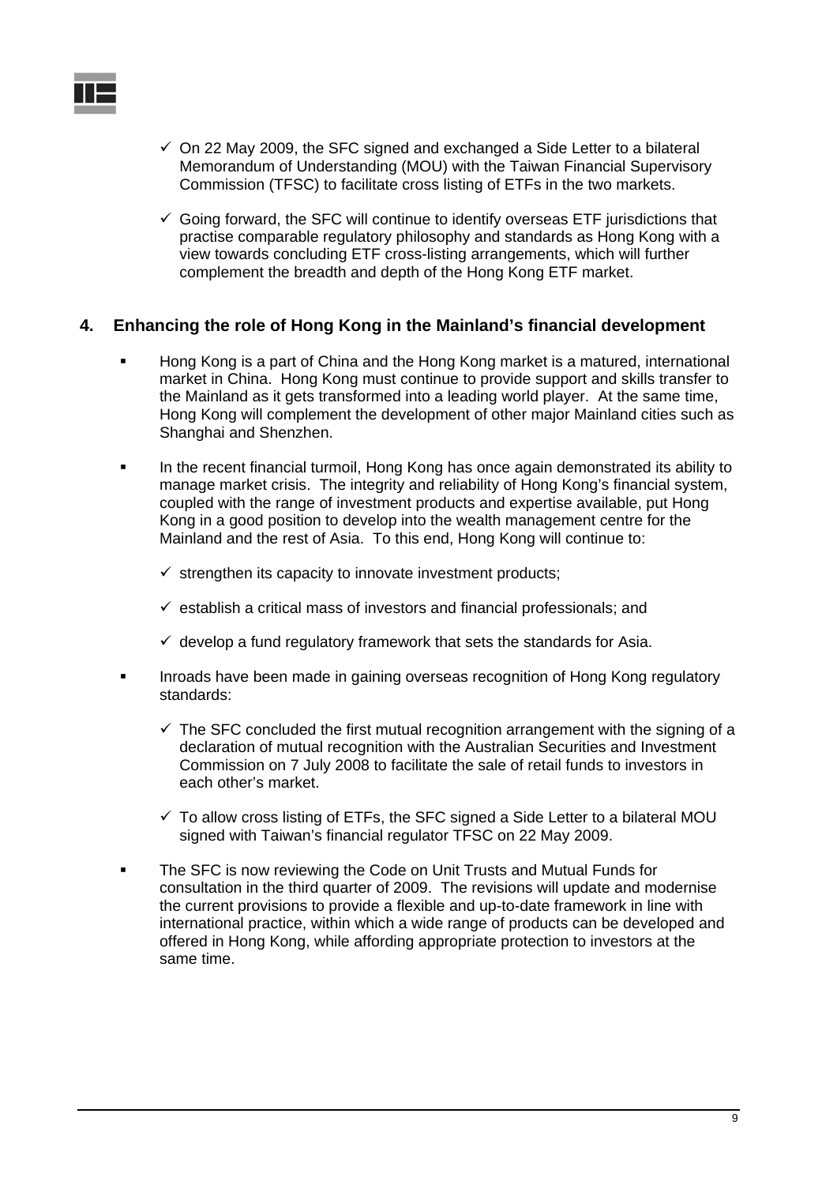- ✓ On 22 May 2009, the SFC signed and exchanged a Side Letter to a bilateral Memorandum of Understanding (MOU) with the Taiwan Financial Supervisory Commission (TFSC) to facilitate cross listing of ETFs in the two markets.

- ✓ Going forward, the SFC will continue to identify overseas ETF jurisdictions that practise comparable regulatory philosophy and standards as Hong Kong with a view towards concluding ETF cross-listing arrangements, which will further complement the breadth and depth of the Hong Kong ETF market.

## 4. Enhancing the role of Hong Kong in the Mainland's financial development

- Hong Kong is a part of China and the Hong Kong market is a matured, international market in China. Hong Kong must continue to provide support and skills transfer to the Mainland as it gets transformed into a leading world player. At the same time, Hong Kong will complement the development of other major Mainland cities such as Shanghai and Shenzhen.

- In the recent financial turmoil, Hong Kong has once again demonstrated its ability to manage market crisis. The integrity and reliability of Hong Kong's financial system, coupled with the range of investment products and expertise available, put Hong Kong in a good position to develop into the wealth management centre for the Mainland and the rest of Asia. To this end, Hong Kong will continue to:

  - ✓ strengthen its capacity to innovate investment products;
  - ✓ establish a critical mass of investors and financial professionals; and
  - ✓ develop a fund regulatory framework that sets the standards for Asia.

- Inroads have been made in gaining overseas recognition of Hong Kong regulatory standards:

  - ✓ The SFC concluded the first mutual recognition arrangement with the signing of a declaration of mutual recognition with the Australian Securities and Investment Commission on 7 July 2008 to facilitate the sale of retail funds to investors in each other's market.
  - ✓ To allow cross listing of ETFs, the SFC signed a Side Letter to a bilateral MOU signed with Taiwan's financial regulator TFSC on 22 May 2009.

- The SFC is now reviewing the Code on Unit Trusts and Mutual Funds for consultation in the third quarter of 2009. The revisions will update and modernise the current provisions to provide a flexible and up-to-date framework in line with international practice, within which a wide range of products can be developed and offered in Hong Kong, while affording appropriate protection to investors at the same time.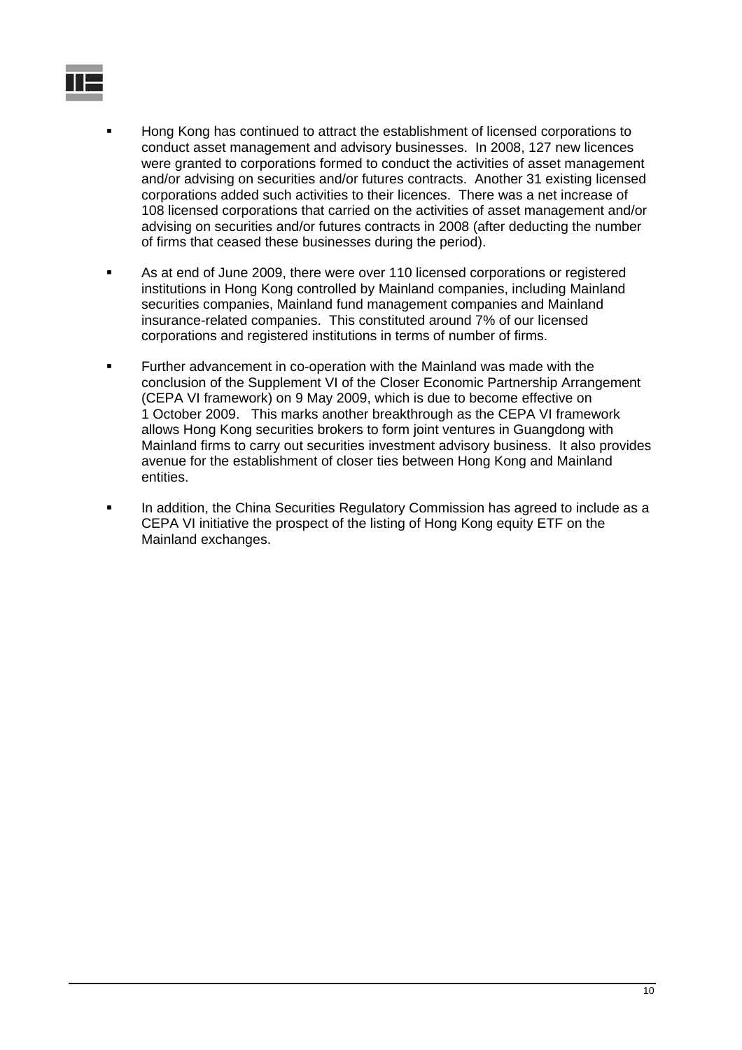- Hong Kong has continued to attract the establishment of licensed corporations to conduct asset management and advisory businesses. In 2008, 127 new licences were granted to corporations formed to conduct the activities of asset management and/or advising on securities and/or futures contracts. Another 31 existing licensed corporations added such activities to their licences. There was a net increase of 108 licensed corporations that carried on the activities of asset management and/or advising on securities and/or futures contracts in 2008 (after deducting the number of firms that ceased these businesses during the period).

- As at end of June 2009, there were over 110 licensed corporations or registered institutions in Hong Kong controlled by Mainland companies, including Mainland securities companies, Mainland fund management companies and Mainland insurance-related companies. This constituted around 7% of our licensed corporations and registered institutions in terms of number of firms.

- Further advancement in co-operation with the Mainland was made with the conclusion of the Supplement VI of the Closer Economic Partnership Arrangement (CEPA VI framework) on 9 May 2009, which is due to become effective on 1 October 2009. This marks another breakthrough as the CEPA VI framework allows Hong Kong securities brokers to form joint ventures in Guangdong with Mainland firms to carry out securities investment advisory business. It also provides avenue for the establishment of closer ties between Hong Kong and Mainland entities.

- In addition, the China Securities Regulatory Commission has agreed to include as a CEPA VI initiative the prospect of the listing of Hong Kong equity ETF on the Mainland exchanges.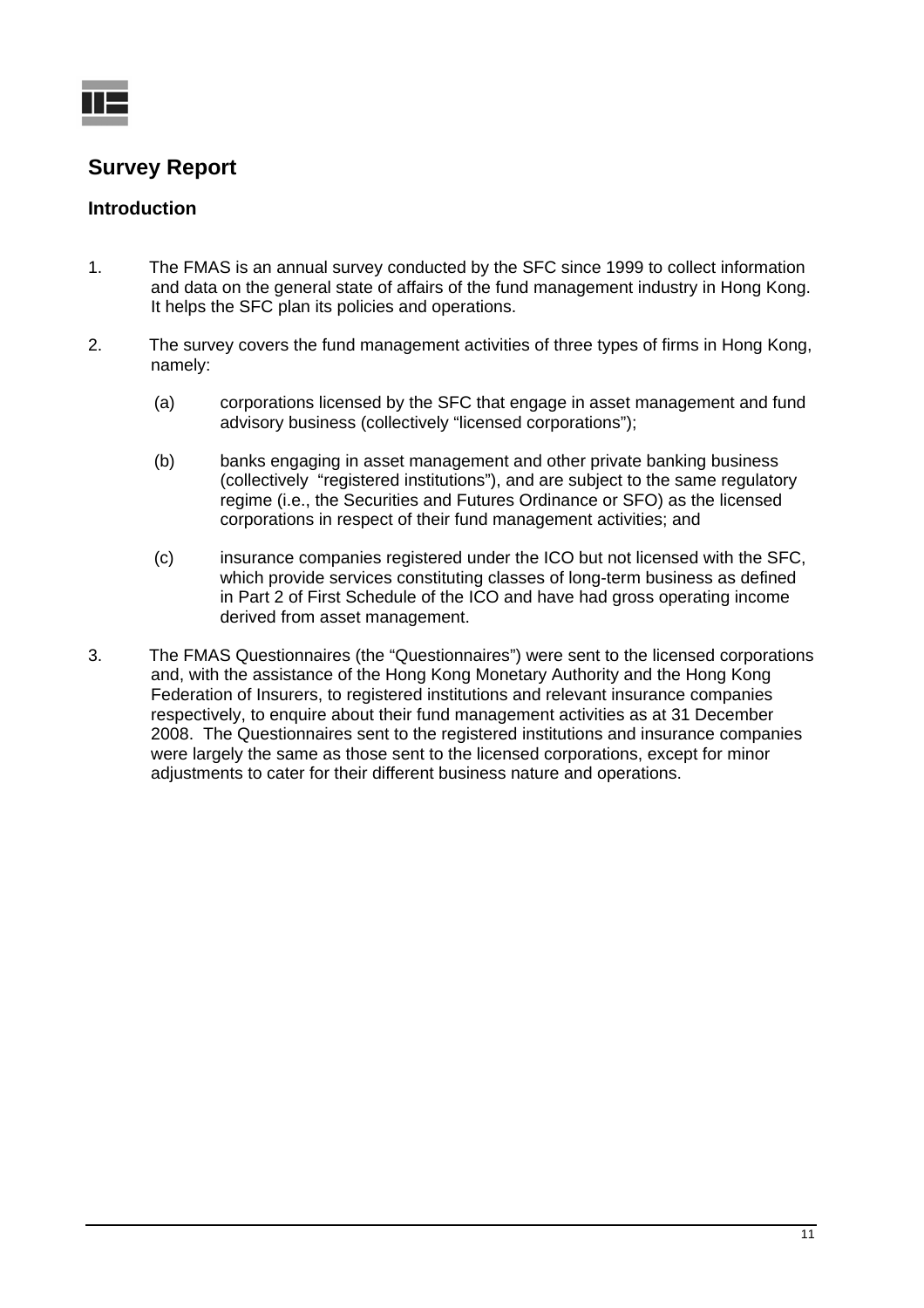## Survey Report

### Introduction

1. The FMAS is an annual survey conducted by the SFC since 1999 to collect information and data on the general state of affairs of the fund management industry in Hong Kong. It helps the SFC plan its policies and operations.

2. The survey covers the fund management activities of three types of firms in Hong Kong, namely:

   (a) corporations licensed by the SFC that engage in asset management and fund advisory business (collectively "licensed corporations");

   (b) banks engaging in asset management and other private banking business (collectively "registered institutions"), and are subject to the same regulatory regime (i.e., the Securities and Futures Ordinance or SFO) as the licensed corporations in respect of their fund management activities; and

   (c) insurance companies registered under the ICO but not licensed with the SFC, which provide services constituting classes of long-term business as defined in Part 2 of First Schedule of the ICO and have had gross operating income derived from asset management.

3. The FMAS Questionnaires (the "Questionnaires") were sent to the licensed corporations and, with the assistance of the Hong Kong Monetary Authority and the Hong Kong Federation of Insurers, to registered institutions and relevant insurance companies respectively, to enquire about their fund management activities as at 31 December 2008. The Questionnaires sent to the registered institutions and insurance companies were largely the same as those sent to the licensed corporations, except for minor adjustments to cater for their different business nature and operations.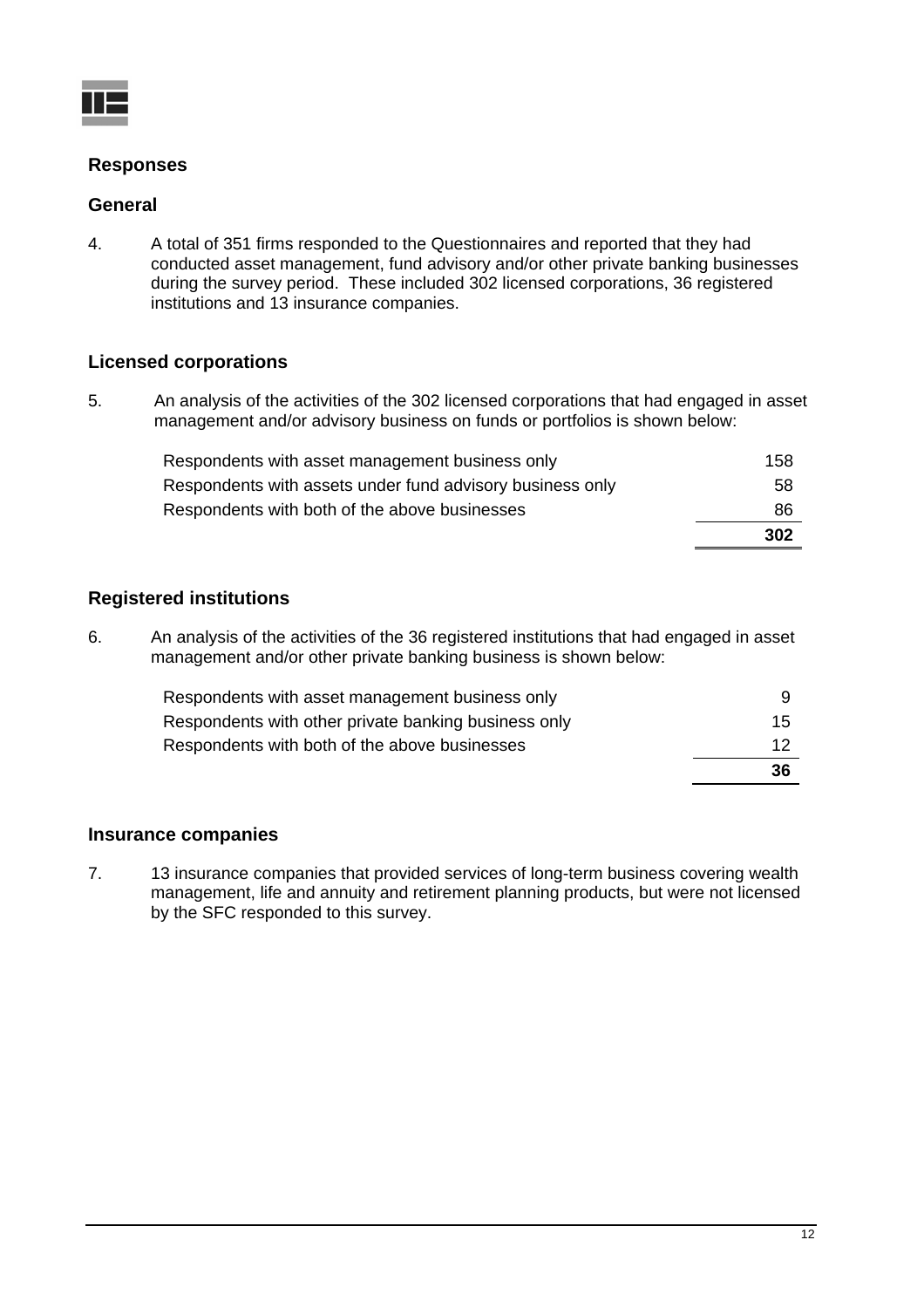## Responses

### General

4. A total of 351 firms responded to the Questionnaires and reported that they had conducted asset management, fund advisory and/or other private banking businesses during the survey period. These included 302 licensed corporations, 36 registered institutions and 13 insurance companies.

### Licensed corporations

5. An analysis of the activities of the 302 licensed corporations that had engaged in asset management and/or advisory business on funds or portfolios is shown below:

| | |
|---|---|
| Respondents with asset management business only | 158 |
| Respondents with assets under fund advisory business only | 58 |
| Respondents with both of the above businesses | 86 |
| | **302** |

### Registered institutions

6. An analysis of the activities of the 36 registered institutions that had engaged in asset management and/or other private banking business is shown below:

| | |
|---|---|
| Respondents with asset management business only | 9 |
| Respondents with other private banking business only | 15 |
| Respondents with both of the above businesses | 12 |
| | **36** |

### Insurance companies

7. 13 insurance companies that provided services of long-term business covering wealth management, life and annuity and retirement planning products, but were not licensed by the SFC responded to this survey.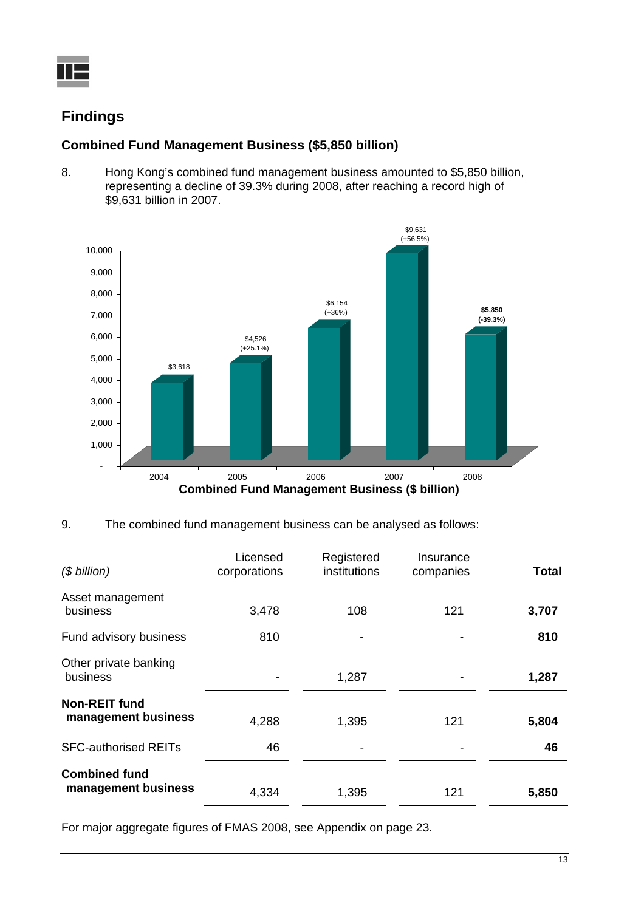## Findings

### Combined Fund Management Business ($5,850 billion)

8. Hong Kong's combined fund management business amounted to $5,850 billion, representing a decline of 39.3% during 2008, after reaching a record high of $9,631 billion in 2007.

| Year | Combined Fund Management Business ($ billion) |
|---|---|
| 2004 | $3,618 |
| 2005 | $4,526 (+25.1%) |
| 2006 | $6,154 (+36%) |
| 2007 | $9,631 (+56.5%) |
| 2008 | **$5,850 (-39.3%)** |

**Combined Fund Management Business ($ billion)**

9. The combined fund management business can be analysed as follows:

| *($ billion)* | Licensed corporations | Registered institutions | Insurance companies | **Total** |
|---|---|---|---|---|
| Asset management business | 3,478 | 108 | 121 | **3,707** |
| Fund advisory business | 810 | - | - | **810** |
| Other private banking business | - | 1,287 | - | **1,287** |
| **Non-REIT fund management business** | 4,288 | 1,395 | 121 | **5,804** |
| SFC-authorised REITs | 46 | - | - | **46** |
| **Combined fund management business** | 4,334 | 1,395 | 121 | **5,850** |

For major aggregate figures of FMAS 2008, see Appendix on page 23.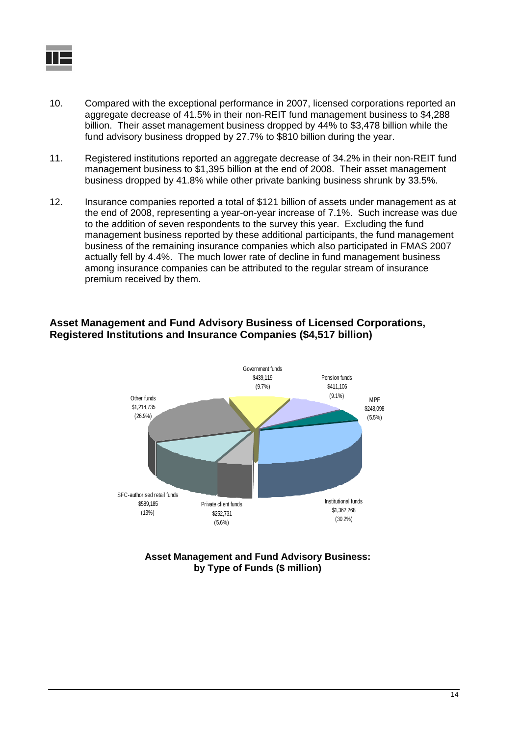10. Compared with the exceptional performance in 2007, licensed corporations reported an aggregate decrease of 41.5% in their non-REIT fund management business to $4,288 billion. Their asset management business dropped by 44% to $3,478 billion while the fund advisory business dropped by 27.7% to $810 billion during the year.

11. Registered institutions reported an aggregate decrease of 34.2% in their non-REIT fund management business to $1,395 billion at the end of 2008. Their asset management business dropped by 41.8% while other private banking business shrunk by 33.5%.

12. Insurance companies reported a total of $121 billion of assets under management as at the end of 2008, representing a year-on-year increase of 7.1%. Such increase was due to the addition of seven respondents to the survey this year. Excluding the fund management business reported by these additional participants, the fund management business of the remaining insurance companies which also participated in FMAS 2007 actually fell by 4.4%. The much lower rate of decline in fund management business among insurance companies can be attributed to the regular stream of insurance premium received by them.

**Asset Management and Fund Advisory Business of Licensed Corporations, Registered Institutions and Insurance Companies ($4,517 billion)**

| Type of Funds | $ million | % |
|---|---|---|
| Government funds | $439,119 | (9.7%) |
| Pension funds | $411,106 | (9.1%) |
| MPF | $248,098 | (5.5%) |
| Institutional funds | $1,362,268 | (30.2%) |
| Private client funds | $252,731 | (5.6%) |
| SFC-authorised retail funds | $589,185 | (13%) |
| Other funds | $1,214,735 | (26.9%) |

**Asset Management and Fund Advisory Business: by Type of Funds ($ million)**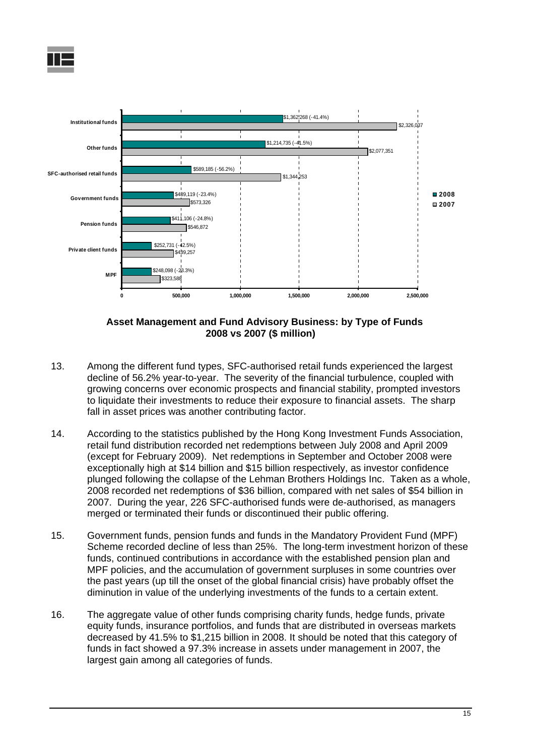| Type of Funds | 2008 | 2007 |
| --- | --- | --- |
| Institutional funds | $1,362,268 (-41.4%) | $2,326,037 |
| Other funds | $1,214,735 (-41.5%) | $2,077,351 |
| SFC-authorised retail funds | $589,185 (-56.2%) | $1,344,253 |
| Government funds | $439,119 (-23.4%) | $573,326 |
| Pension funds | $411,106 (-24.8%) | $546,872 |
| Private client funds | $252,731 (-42.5%) | $439,257 |
| MPF | $248,098 (-23.3%) | $323,588 |

**Asset Management and Fund Advisory Business: by Type of Funds 2008 vs 2007 ($ million)**

13. Among the different fund types, SFC-authorised retail funds experienced the largest decline of 56.2% year-to-year. The severity of the financial turbulence, coupled with growing concerns over economic prospects and financial stability, prompted investors to liquidate their investments to reduce their exposure to financial assets. The sharp fall in asset prices was another contributing factor.

14. According to the statistics published by the Hong Kong Investment Funds Association, retail fund distribution recorded net redemptions between July 2008 and April 2009 (except for February 2009). Net redemptions in September and October 2008 were exceptionally high at $14 billion and $15 billion respectively, as investor confidence plunged following the collapse of the Lehman Brothers Holdings Inc. Taken as a whole, 2008 recorded net redemptions of $36 billion, compared with net sales of $54 billion in 2007. During the year, 226 SFC-authorised funds were de-authorised, as managers merged or terminated their funds or discontinued their public offering.

15. Government funds, pension funds and funds in the Mandatory Provident Fund (MPF) Scheme recorded decline of less than 25%. The long-term investment horizon of these funds, continued contributions in accordance with the established pension plan and MPF policies, and the accumulation of government surpluses in some countries over the past years (up till the onset of the global financial crisis) have probably offset the diminution in value of the underlying investments of the funds to a certain extent.

16. The aggregate value of other funds comprising charity funds, hedge funds, private equity funds, insurance portfolios, and funds that are distributed in overseas markets decreased by 41.5% to $1,215 billion in 2008. It should be noted that this category of funds in fact showed a 97.3% increase in assets under management in 2007, the largest gain among all categories of funds.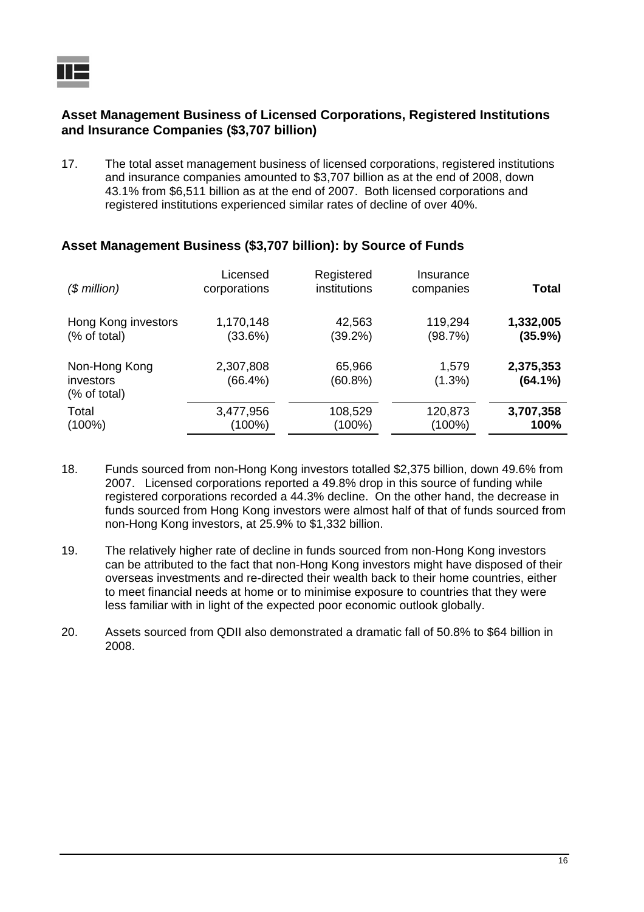## Asset Management Business of Licensed Corporations, Registered Institutions and Insurance Companies ($3,707 billion)

17. The total asset management business of licensed corporations, registered institutions and insurance companies amounted to $3,707 billion as at the end of 2008, down 43.1% from $6,511 billion as at the end of 2007. Both licensed corporations and registered institutions experienced similar rates of decline of over 40%.

## Asset Management Business ($3,707 billion): by Source of Funds

| *($ million)* | Licensed corporations | Registered institutions | Insurance companies | **Total** |
|---|---|---|---|---|
| Hong Kong investors (% of total) | 1,170,148 (33.6%) | 42,563 (39.2%) | 119,294 (98.7%) | **1,332,005 (35.9%)** |
| Non-Hong Kong investors (% of total) | 2,307,808 (66.4%) | 65,966 (60.8%) | 1,579 (1.3%) | **2,375,353 (64.1%)** |
| Total (100%) | 3,477,956 (100%) | 108,529 (100%) | 120,873 (100%) | **3,707,358 100%** |

18. Funds sourced from non-Hong Kong investors totalled $2,375 billion, down 49.6% from 2007. Licensed corporations reported a 49.8% drop in this source of funding while registered corporations recorded a 44.3% decline. On the other hand, the decrease in funds sourced from Hong Kong investors were almost half of that of funds sourced from non-Hong Kong investors, at 25.9% to $1,332 billion.

19. The relatively higher rate of decline in funds sourced from non-Hong Kong investors can be attributed to the fact that non-Hong Kong investors might have disposed of their overseas investments and re-directed their wealth back to their home countries, either to meet financial needs at home or to minimise exposure to countries that they were less familiar with in light of the expected poor economic outlook globally.

20. Assets sourced from QDII also demonstrated a dramatic fall of 50.8% to $64 billion in 2008.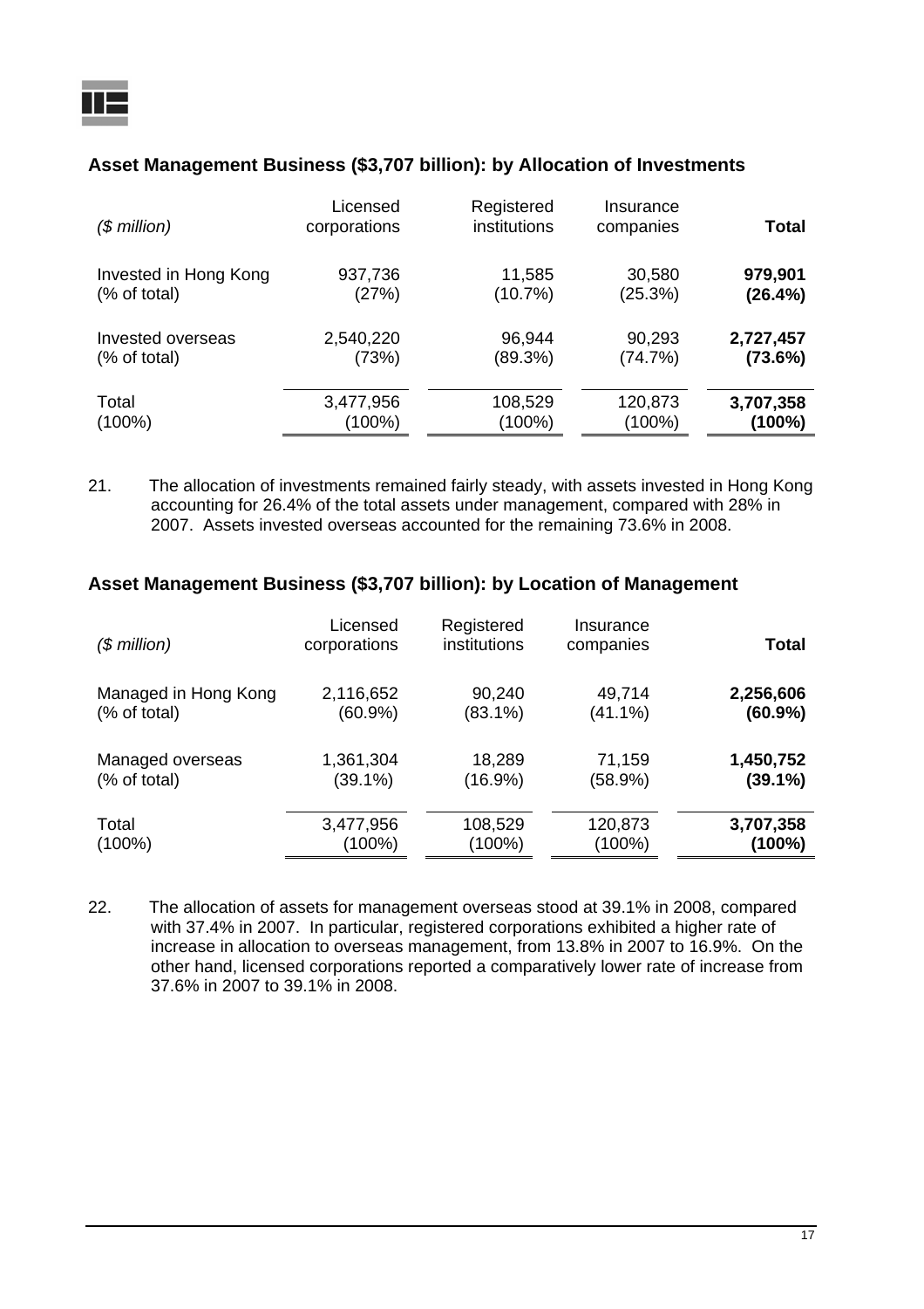## Asset Management Business ($3,707 billion): by Allocation of Investments

| *($ million)* | Licensed corporations | Registered institutions | Insurance companies | **Total** |
|---|---|---|---|---|
| Invested in Hong Kong | 937,736 | 11,585 | 30,580 | **979,901** |
| (% of total) | (27%) | (10.7%) | (25.3%) | **(26.4%)** |
| Invested overseas | 2,540,220 | 96,944 | 90,293 | **2,727,457** |
| (% of total) | (73%) | (89.3%) | (74.7%) | **(73.6%)** |
| Total | 3,477,956 | 108,529 | 120,873 | **3,707,358** |
| (100%) | (100%) | (100%) | (100%) | **(100%)** |

21. The allocation of investments remained fairly steady, with assets invested in Hong Kong accounting for 26.4% of the total assets under management, compared with 28% in 2007. Assets invested overseas accounted for the remaining 73.6% in 2008.

## Asset Management Business ($3,707 billion): by Location of Management

| *($ million)* | Licensed corporations | Registered institutions | Insurance companies | **Total** |
|---|---|---|---|---|
| Managed in Hong Kong | 2,116,652 | 90,240 | 49,714 | **2,256,606** |
| (% of total) | (60.9%) | (83.1%) | (41.1%) | **(60.9%)** |
| Managed overseas | 1,361,304 | 18,289 | 71,159 | **1,450,752** |
| (% of total) | (39.1%) | (16.9%) | (58.9%) | **(39.1%)** |
| Total | 3,477,956 | 108,529 | 120,873 | **3,707,358** |
| (100%) | (100%) | (100%) | (100%) | **(100%)** |

22. The allocation of assets for management overseas stood at 39.1% in 2008, compared with 37.4% in 2007. In particular, registered corporations exhibited a higher rate of increase in allocation to overseas management, from 13.8% in 2007 to 16.9%. On the other hand, licensed corporations reported a comparatively lower rate of increase from 37.6% in 2007 to 39.1% in 2008.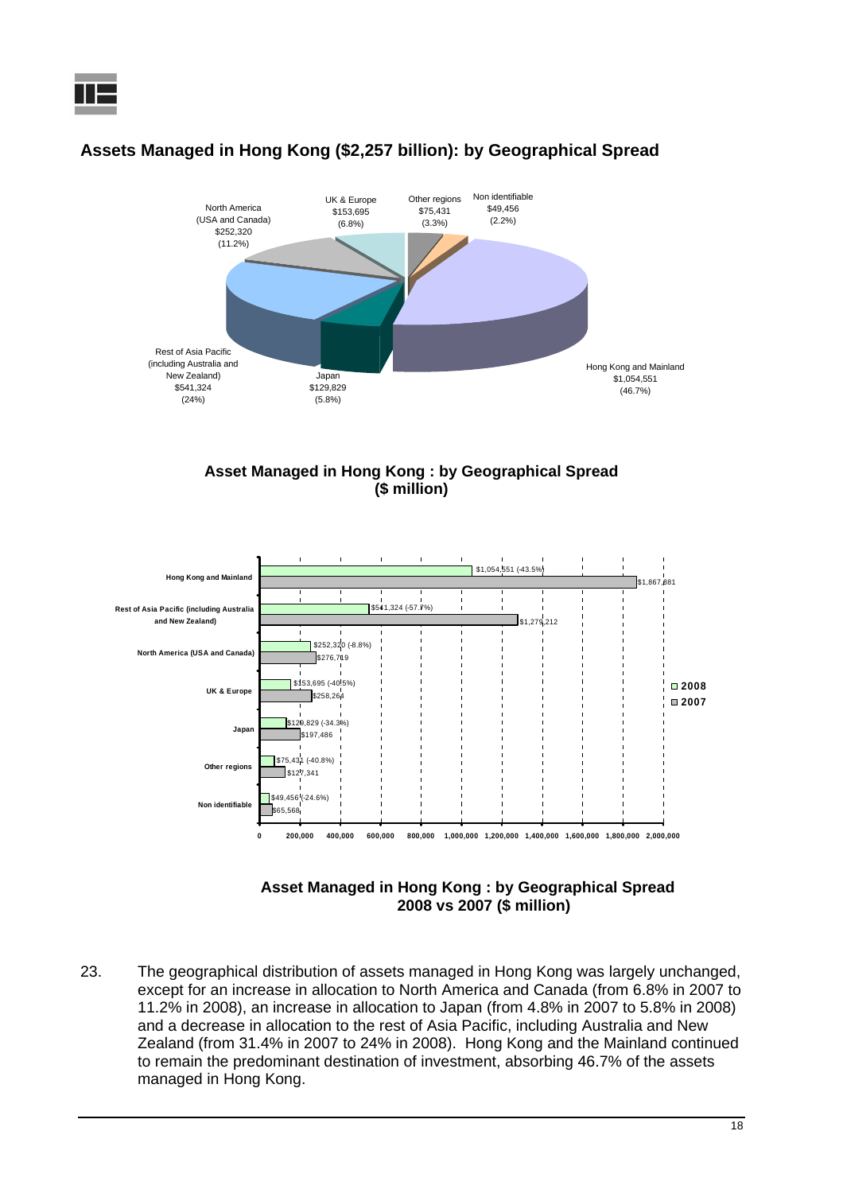## Assets Managed in Hong Kong ($2,257 billion): by Geographical Spread

North America (USA and Canada) $252,320 (11.2%)

UK & Europe $153,695 (6.8%)

Other regions $75,431 (3.3%)

Non identifiable $49,456 (2.2%)

Rest of Asia Pacific (including Australia and New Zealand) $541,324 (24%)

Japan $129,829 (5.8%)

Hong Kong and Mainland $1,054,551 (46.7%)

**Asset Managed in Hong Kong : by Geographical Spread ($ million)**

| | 2008 | 2007 |
|---|---|---|
| Hong Kong and Mainland | $1,054,551 (-43.5%) | $1,867,881 |
| Rest of Asia Pacific (including Australia and New Zealand) | $541,324 (-57.7%) | $1,279,212 |
| North America (USA and Canada) | $252,320 (-8.8%) | $276,719 |
| UK & Europe | $153,695 (-40.5%) | $258,264 |
| Japan | $129,829 (-34.3%) | $197,486 |
| Other regions | $75,431 (-40.8%) | $127,341 |
| Non identifiable | $49,456 (-24.6%) | $65,568 |

**Asset Managed in Hong Kong : by Geographical Spread 2008 vs 2007 ($ million)**

23. The geographical distribution of assets managed in Hong Kong was largely unchanged, except for an increase in allocation to North America and Canada (from 6.8% in 2007 to 11.2% in 2008), an increase in allocation to Japan (from 4.8% in 2007 to 5.8% in 2008) and a decrease in allocation to the rest of Asia Pacific, including Australia and New Zealand (from 31.4% in 2007 to 24% in 2008). Hong Kong and the Mainland continued to remain the predominant destination of investment, absorbing 46.7% of the assets managed in Hong Kong.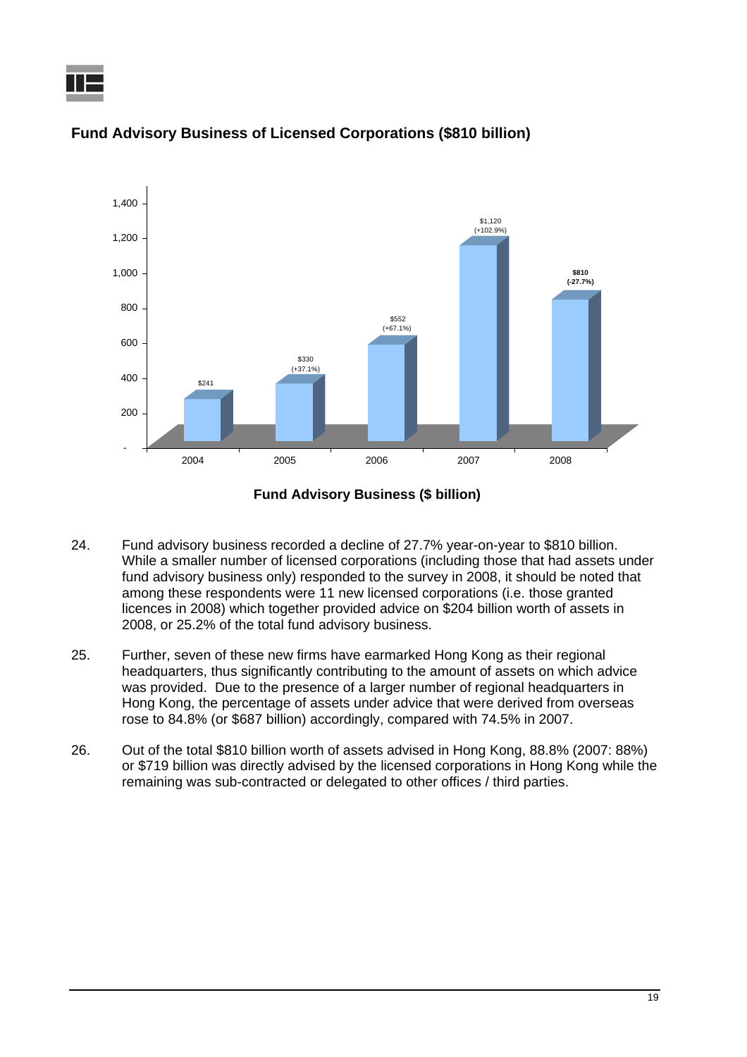## Fund Advisory Business of Licensed Corporations ($810 billion)

| Year | Fund Advisory Business ($ billion) |
|---|---|
| 2004 | $241 |
| 2005 | $330 (+37.1%) |
| 2006 | $552 (+67.1%) |
| 2007 | $1,120 (+102.9%) |
| 2008 | $810 (-27.7%) |

**Fund Advisory Business ($ billion)**

24. Fund advisory business recorded a decline of 27.7% year-on-year to $810 billion. While a smaller number of licensed corporations (including those that had assets under fund advisory business only) responded to the survey in 2008, it should be noted that among these respondents were 11 new licensed corporations (i.e. those granted licences in 2008) which together provided advice on $204 billion worth of assets in 2008, or 25.2% of the total fund advisory business.

25. Further, seven of these new firms have earmarked Hong Kong as their regional headquarters, thus significantly contributing to the amount of assets on which advice was provided. Due to the presence of a larger number of regional headquarters in Hong Kong, the percentage of assets under advice that were derived from overseas rose to 84.8% (or $687 billion) accordingly, compared with 74.5% in 2007.

26. Out of the total $810 billion worth of assets advised in Hong Kong, 88.8% (2007: 88%) or $719 billion was directly advised by the licensed corporations in Hong Kong while the remaining was sub-contracted or delegated to other offices / third parties.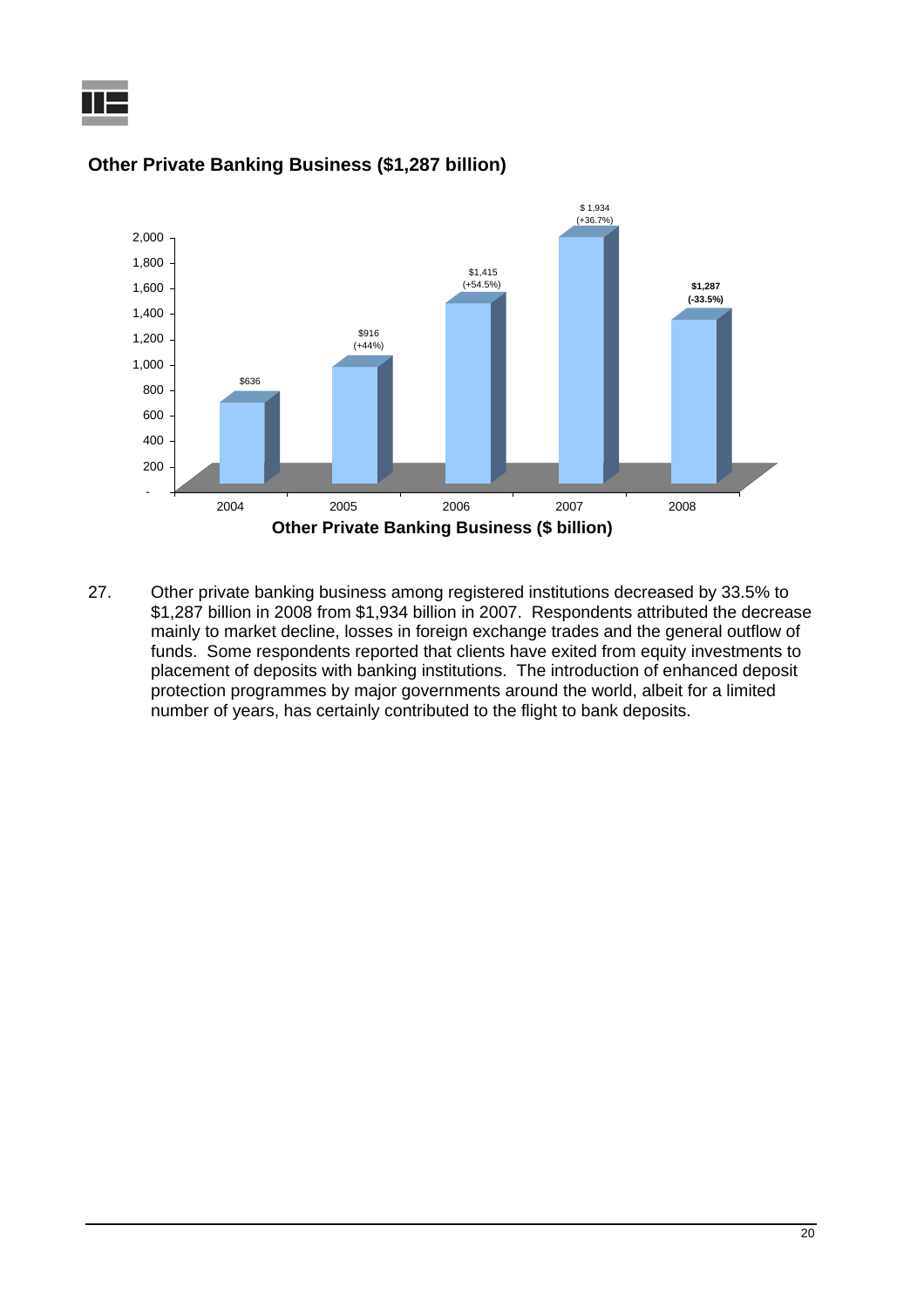## Other Private Banking Business ($1,287 billion)

| Year | Other Private Banking Business ($ billion) |
|---|---|
| 2004 | $636 |
| 2005 | $916 (+44%) |
| 2006 | $1,415 (+54.5%) |
| 2007 | $1,934 (+36.7%) |
| 2008 | $1,287 (-33.5%) |

**Other Private Banking Business ($ billion)**

27. Other private banking business among registered institutions decreased by 33.5% to $1,287 billion in 2008 from $1,934 billion in 2007. Respondents attributed the decrease mainly to market decline, losses in foreign exchange trades and the general outflow of funds. Some respondents reported that clients have exited from equity investments to placement of deposits with banking institutions. The introduction of enhanced deposit protection programmes by major governments around the world, albeit for a limited number of years, has certainly contributed to the flight to bank deposits.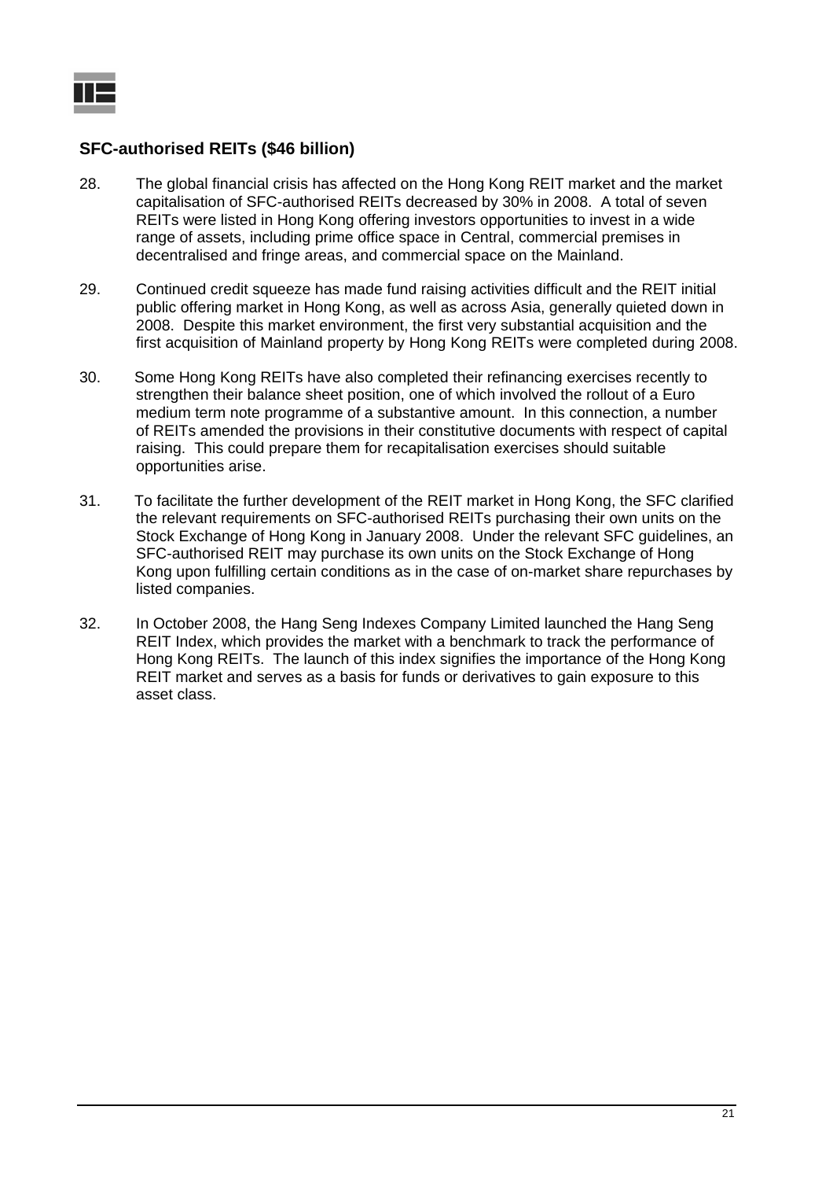## SFC-authorised REITs ($46 billion)

28. The global financial crisis has affected on the Hong Kong REIT market and the market capitalisation of SFC-authorised REITs decreased by 30% in 2008. A total of seven REITs were listed in Hong Kong offering investors opportunities to invest in a wide range of assets, including prime office space in Central, commercial premises in decentralised and fringe areas, and commercial space on the Mainland.

29. Continued credit squeeze has made fund raising activities difficult and the REIT initial public offering market in Hong Kong, as well as across Asia, generally quieted down in 2008. Despite this market environment, the first very substantial acquisition and the first acquisition of Mainland property by Hong Kong REITs were completed during 2008.

30. Some Hong Kong REITs have also completed their refinancing exercises recently to strengthen their balance sheet position, one of which involved the rollout of a Euro medium term note programme of a substantive amount. In this connection, a number of REITs amended the provisions in their constitutive documents with respect of capital raising. This could prepare them for recapitalisation exercises should suitable opportunities arise.

31. To facilitate the further development of the REIT market in Hong Kong, the SFC clarified the relevant requirements on SFC-authorised REITs purchasing their own units on the Stock Exchange of Hong Kong in January 2008. Under the relevant SFC guidelines, an SFC-authorised REIT may purchase its own units on the Stock Exchange of Hong Kong upon fulfilling certain conditions as in the case of on-market share repurchases by listed companies.

32. In October 2008, the Hang Seng Indexes Company Limited launched the Hang Seng REIT Index, which provides the market with a benchmark to track the performance of Hong Kong REITs. The launch of this index signifies the importance of the Hong Kong REIT market and serves as a basis for funds or derivatives to gain exposure to this asset class.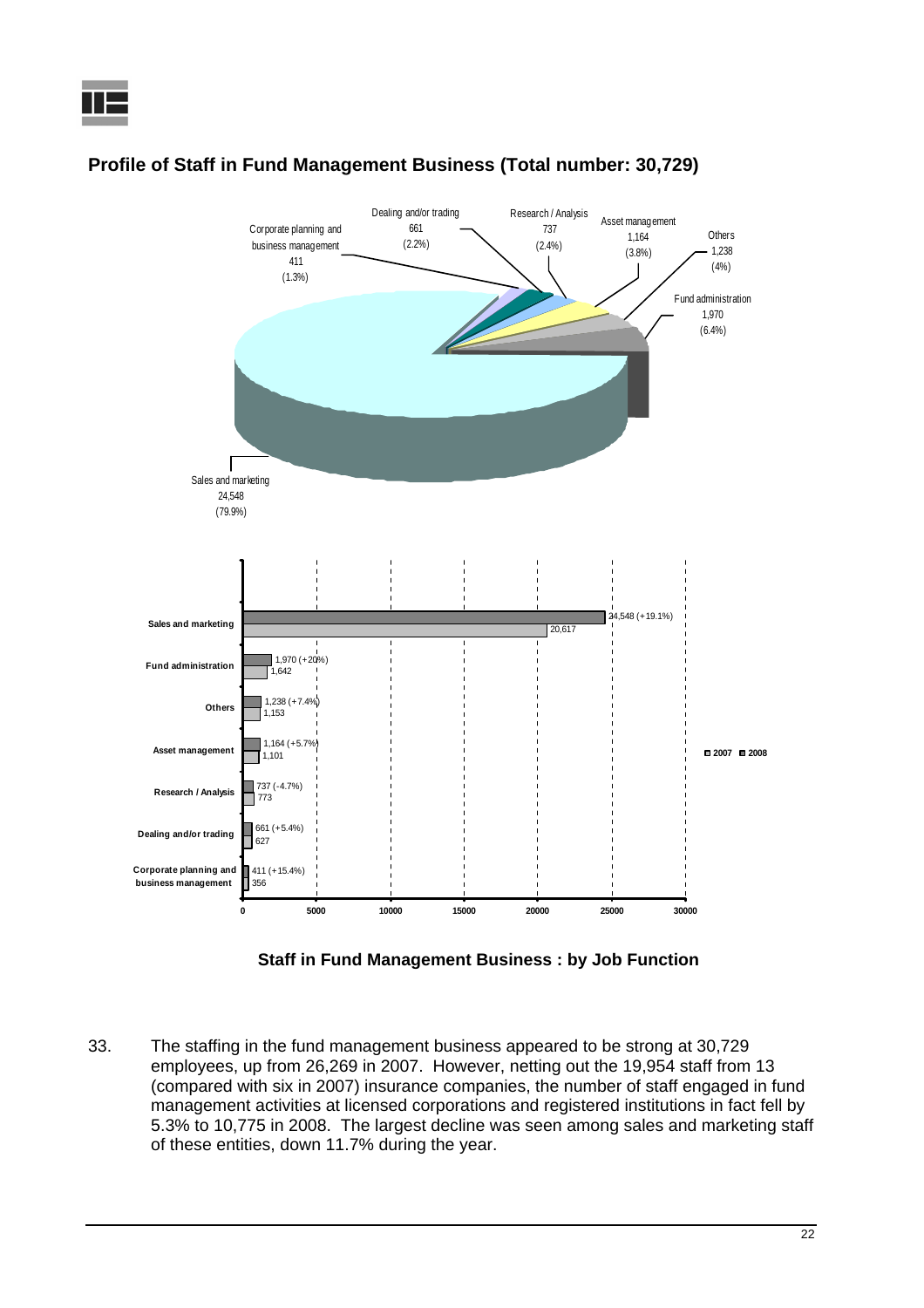## Profile of Staff in Fund Management Business (Total number: 30,729)

| Job Function | Number | Share |
|---|---|---|
| Sales and marketing | 24,548 | (79.9%) |
| Fund administration | 1,970 | (6.4%) |
| Others | 1,238 | (4%) |
| Asset management | 1,164 | (3.8%) |
| Research / Analysis | 737 | (2.4%) |
| Dealing and/or trading | 661 | (2.2%) |
| Corporate planning and business management | 411 | (1.3%) |

| Job Function | 2008 | 2007 |
|---|---|---|
| Sales and marketing | 24,548 (+19.1%) | 20,617 |
| Fund administration | 1,970 (+20%) | 1,642 |
| Others | 1,238 (+7.4%) | 1,153 |
| Asset management | 1,164 (+5.7%) | 1,101 |
| Research / Analysis | 737 (-4.7%) | 773 |
| Dealing and/or trading | 661 (+5.4%) | 627 |
| Corporate planning and business management | 411 (+15.4%) | 356 |

**Staff in Fund Management Business : by Job Function**

33. The staffing in the fund management business appeared to be strong at 30,729 employees, up from 26,269 in 2007. However, netting out the 19,954 staff from 13 (compared with six in 2007) insurance companies, the number of staff engaged in fund management activities at licensed corporations and registered institutions in fact fell by 5.3% to 10,775 in 2008. The largest decline was seen among sales and marketing staff of these entities, down 11.7% during the year.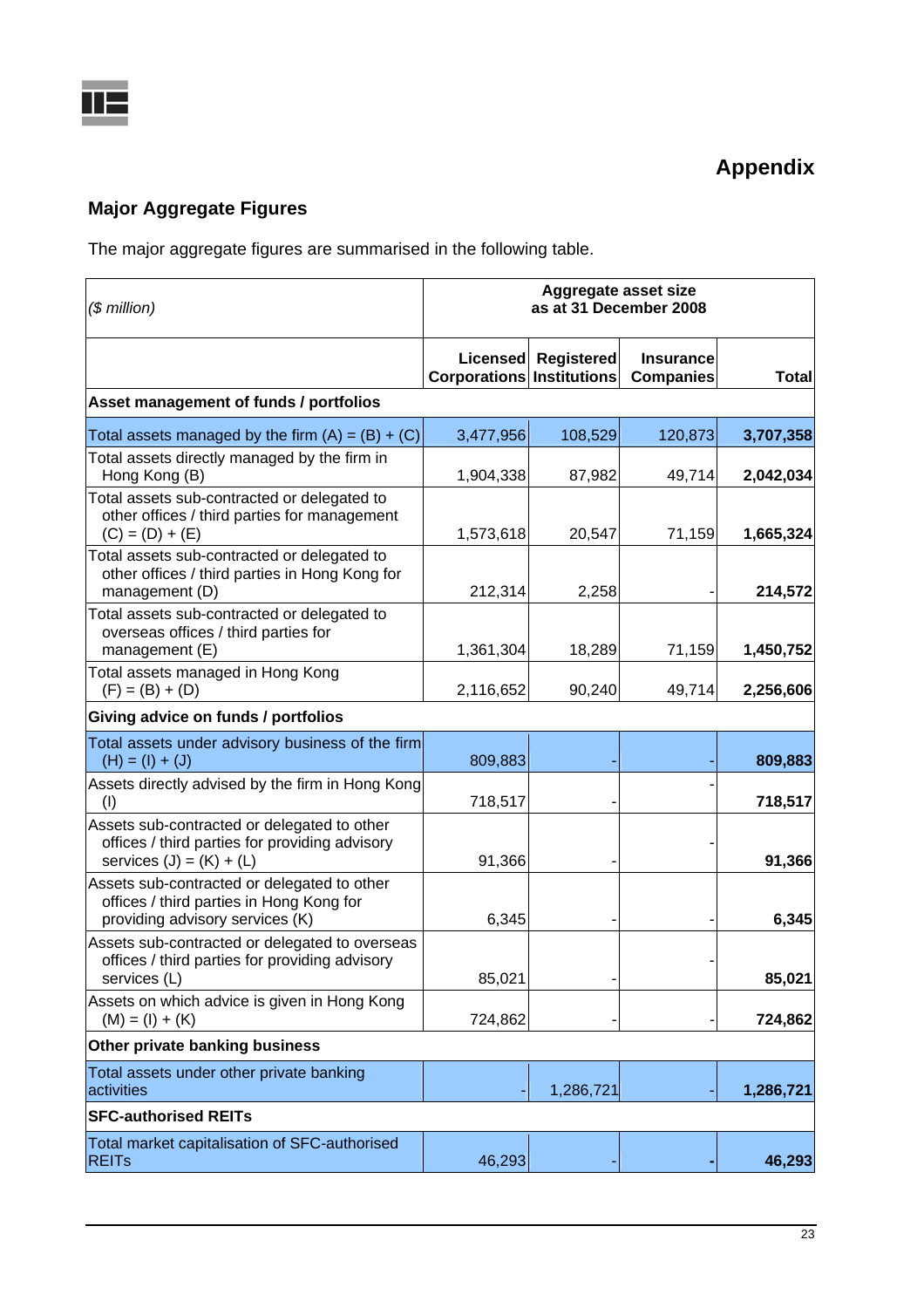# Appendix

## Major Aggregate Figures

The major aggregate figures are summarised in the following table.

| *($ million)* | Aggregate asset size as at 31 December 2008 | | | |
|---|---|---|---|---|
| | **Licensed Corporations** | **Registered Institutions** | **Insurance Companies** | **Total** |
| **Asset management of funds / portfolios** | | | | |
| Total assets managed by the firm (A) = (B) + (C) | 3,477,956 | 108,529 | 120,873 | **3,707,358** |
| Total assets directly managed by the firm in Hong Kong (B) | 1,904,338 | 87,982 | 49,714 | **2,042,034** |
| Total assets sub-contracted or delegated to other offices / third parties for management (C) = (D) + (E) | 1,573,618 | 20,547 | 71,159 | **1,665,324** |
| Total assets sub-contracted or delegated to other offices / third parties in Hong Kong for management (D) | 212,314 | 2,258 | - | **214,572** |
| Total assets sub-contracted or delegated to overseas offices / third parties for management (E) | 1,361,304 | 18,289 | 71,159 | **1,450,752** |
| Total assets managed in Hong Kong (F) = (B) + (D) | 2,116,652 | 90,240 | 49,714 | **2,256,606** |
| **Giving advice on funds / portfolios** | | | | |
| Total assets under advisory business of the firm (H) = (I) + (J) | 809,883 | - | - | **809,883** |
| Assets directly advised by the firm in Hong Kong (I) | 718,517 | - | - | **718,517** |
| Assets sub-contracted or delegated to other offices / third parties for providing advisory services (J) = (K) + (L) | 91,366 | - | - | **91,366** |
| Assets sub-contracted or delegated to other offices / third parties in Hong Kong for providing advisory services (K) | 6,345 | - | - | **6,345** |
| Assets sub-contracted or delegated to overseas offices / third parties for providing advisory services (L) | 85,021 | - | - | **85,021** |
| Assets on which advice is given in Hong Kong (M) = (I) + (K) | 724,862 | - | - | **724,862** |
| **Other private banking business** | | | | |
| Total assets under other private banking activities | - | 1,286,721 | - | **1,286,721** |
| **SFC-authorised REITs** | | | | |
| Total market capitalisation of SFC-authorised REITs | 46,293 | - | - | **46,293** |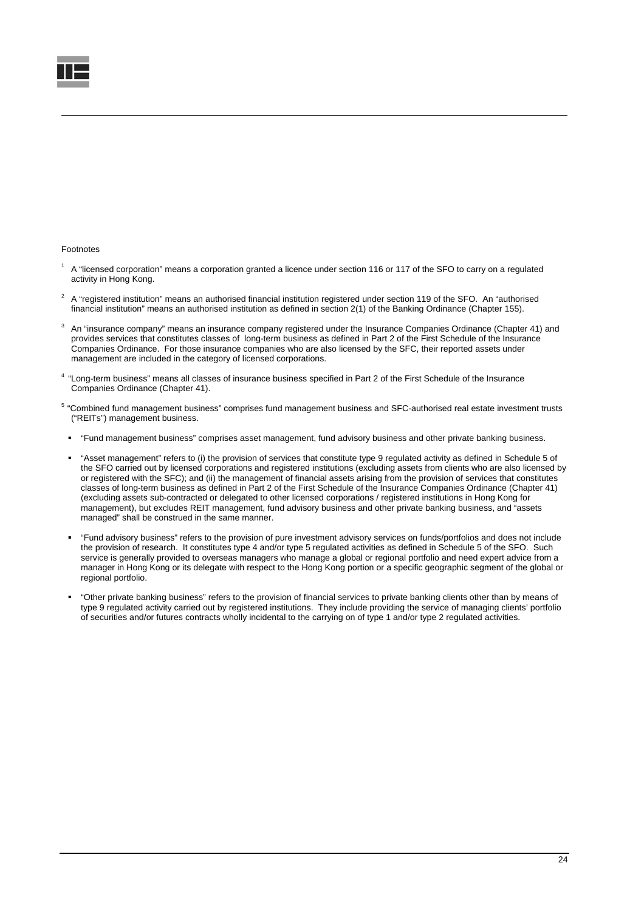Footnotes

[1] A "licensed corporation" means a corporation granted a licence under section 116 or 117 of the SFO to carry on a regulated activity in Hong Kong.

[2] A "registered institution" means an authorised financial institution registered under section 119 of the SFO. An "authorised financial institution" means an authorised institution as defined in section 2(1) of the Banking Ordinance (Chapter 155).

[3] An "insurance company" means an insurance company registered under the Insurance Companies Ordinance (Chapter 41) and provides services that constitutes classes of long-term business as defined in Part 2 of the First Schedule of the Insurance Companies Ordinance. For those insurance companies who are also licensed by the SFC, their reported assets under management are included in the category of licensed corporations.

[4] "Long-term business" means all classes of insurance business specified in Part 2 of the First Schedule of the Insurance Companies Ordinance (Chapter 41).

[5] "Combined fund management business" comprises fund management business and SFC-authorised real estate investment trusts ("REITs") management business.

- "Fund management business" comprises asset management, fund advisory business and other private banking business.
- "Asset management" refers to (i) the provision of services that constitute type 9 regulated activity as defined in Schedule 5 of the SFO carried out by licensed corporations and registered institutions (excluding assets from clients who are also licensed by or registered with the SFC); and (ii) the management of financial assets arising from the provision of services that constitutes classes of long-term business as defined in Part 2 of the First Schedule of the Insurance Companies Ordinance (Chapter 41) (excluding assets sub-contracted or delegated to other licensed corporations / registered institutions in Hong Kong for management), but excludes REIT management, fund advisory business and other private banking business, and "assets managed" shall be construed in the same manner.
- "Fund advisory business" refers to the provision of pure investment advisory services on funds/portfolios and does not include the provision of research. It constitutes type 4 and/or type 5 regulated activities as defined in Schedule 5 of the SFO. Such service is generally provided to overseas managers who manage a global or regional portfolio and need expert advice from a manager in Hong Kong or its delegate with respect to the Hong Kong portion or a specific geographic segment of the global or regional portfolio.
- "Other private banking business" refers to the provision of financial services to private banking clients other than by means of type 9 regulated activity carried out by registered institutions. They include providing the service of managing clients' portfolio of securities and/or futures contracts wholly incidental to the carrying on of type 1 and/or type 2 regulated activities.